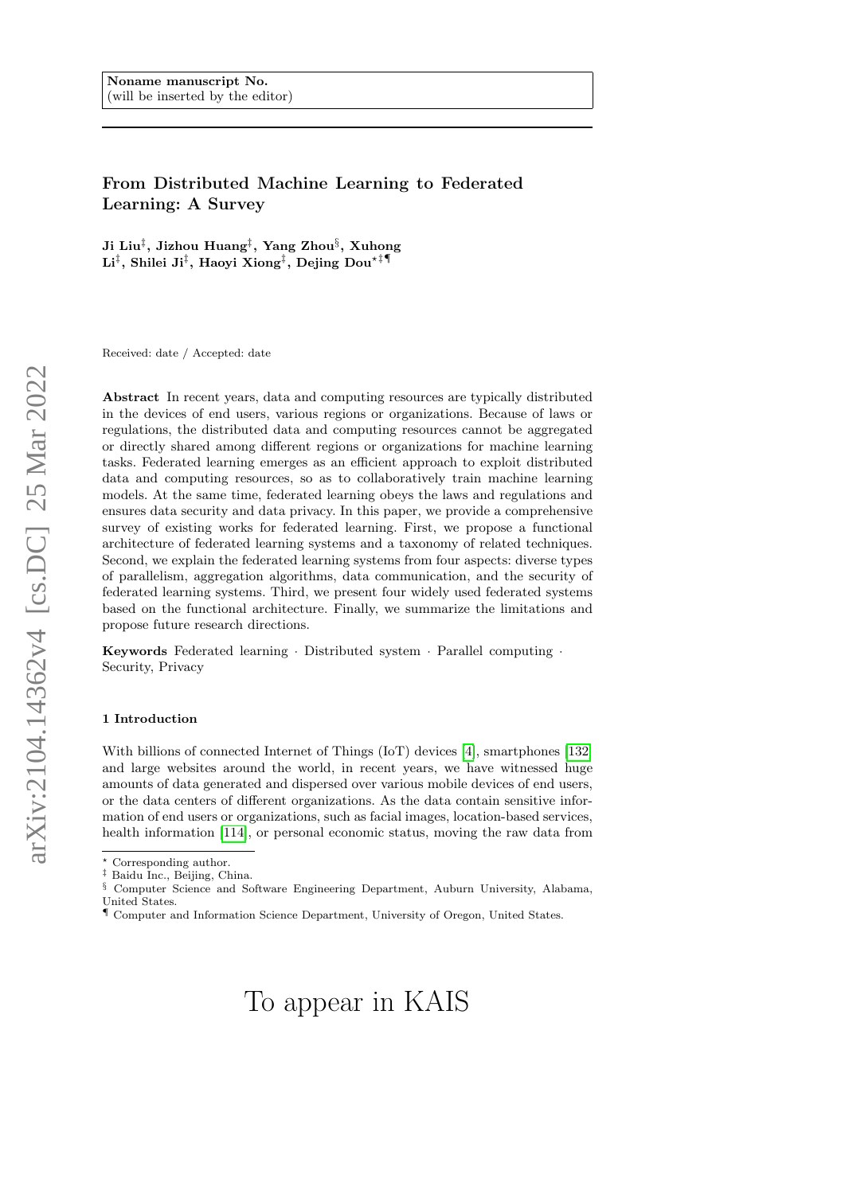**Noname manuscript No.**
(will be inserted by the editor)

# From Distributed Machine Learning to Federated Learning: A Survey

**Ji Liu[‡], Jizhou Huang[‡], Yang Zhou[§], Xuhong Li[‡], Shilei Ji[‡], Haoyi Xiong[‡], Dejing Dou[⋆‡¶]**

Received: date / Accepted: date

**Abstract** In recent years, data and computing resources are typically distributed in the devices of end users, various regions or organizations. Because of laws or regulations, the distributed data and computing resources cannot be aggregated or directly shared among different regions or organizations for machine learning tasks. Federated learning emerges as an efficient approach to exploit distributed data and computing resources, so as to collaboratively train machine learning models. At the same time, federated learning obeys the laws and regulations and ensures data security and data privacy. In this paper, we provide a comprehensive survey of existing works for federated learning. First, we propose a functional architecture of federated learning systems and a taxonomy of related techniques. Second, we explain the federated learning systems from four aspects: diverse types of parallelism, aggregation algorithms, data communication, and the security of federated learning systems. Third, we present four widely used federated systems based on the functional architecture. Finally, we summarize the limitations and propose future research directions.

**Keywords** Federated learning · Distributed system · Parallel computing · Security, Privacy

## 1 Introduction

With billions of connected Internet of Things (IoT) devices [4], smartphones [132] and large websites around the world, in recent years, we have witnessed huge amounts of data generated and dispersed over various mobile devices of end users, or the data centers of different organizations. As the data contain sensitive information of end users or organizations, such as facial images, location-based services, health information [114], or personal economic status, moving the raw data from

---

[⋆] Corresponding author.
[‡] Baidu Inc., Beijing, China.
[§] Computer Science and Software Engineering Department, Auburn University, Alabama, United States.
[¶] Computer and Information Science Department, University of Oregon, United States.

To appear in KAIS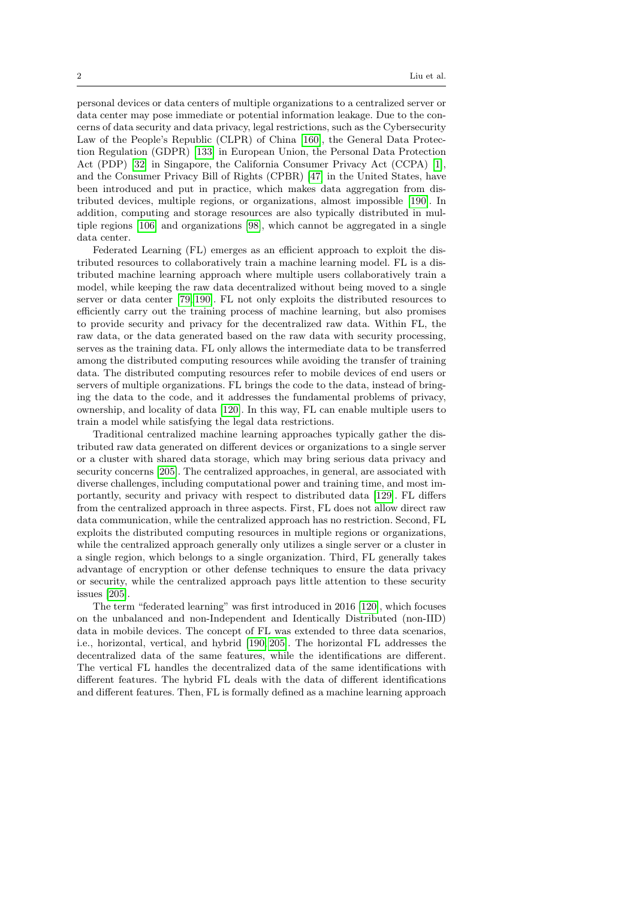personal devices or data centers of multiple organizations to a centralized server or data center may pose immediate or potential information leakage. Due to the concerns of data security and data privacy, legal restrictions, such as the Cybersecurity Law of the People's Republic (CLPR) of China [160], the General Data Protection Regulation (GDPR) [133] in European Union, the Personal Data Protection Act (PDP) [32] in Singapore, the California Consumer Privacy Act (CCPA) [1], and the Consumer Privacy Bill of Rights (CPBR) [47] in the United States, have been introduced and put in practice, which makes data aggregation from distributed devices, multiple regions, or organizations, almost impossible [190]. In addition, computing and storage resources are also typically distributed in multiple regions [106] and organizations [98], which cannot be aggregated in a single data center.

Federated Learning (FL) emerges as an efficient approach to exploit the distributed resources to collaboratively train a machine learning model. FL is a distributed machine learning approach where multiple users collaboratively train a model, while keeping the raw data decentralized without being moved to a single server or data center [79,190]. FL not only exploits the distributed resources to efficiently carry out the training process of machine learning, but also promises to provide security and privacy for the decentralized raw data. Within FL, the raw data, or the data generated based on the raw data with security processing, serves as the training data. FL only allows the intermediate data to be transferred among the distributed computing resources while avoiding the transfer of training data. The distributed computing resources refer to mobile devices of end users or servers of multiple organizations. FL brings the code to the data, instead of bringing the data to the code, and it addresses the fundamental problems of privacy, ownership, and locality of data [120]. In this way, FL can enable multiple users to train a model while satisfying the legal data restrictions.

Traditional centralized machine learning approaches typically gather the distributed raw data generated on different devices or organizations to a single server or a cluster with shared data storage, which may bring serious data privacy and security concerns [205]. The centralized approaches, in general, are associated with diverse challenges, including computational power and training time, and most importantly, security and privacy with respect to distributed data [129]. FL differs from the centralized approach in three aspects. First, FL does not allow direct raw data communication, while the centralized approach has no restriction. Second, FL exploits the distributed computing resources in multiple regions or organizations, while the centralized approach generally only utilizes a single server or a cluster in a single region, which belongs to a single organization. Third, FL generally takes advantage of encryption or other defense techniques to ensure the data privacy or security, while the centralized approach pays little attention to these security issues [205].

The term "federated learning" was first introduced in 2016 [120], which focuses on the unbalanced and non-Independent and Identically Distributed (non-IID) data in mobile devices. The concept of FL was extended to three data scenarios, i.e., horizontal, vertical, and hybrid [190,205]. The horizontal FL addresses the decentralized data of the same features, while the identifications are different. The vertical FL handles the decentralized data of the same identifications with different features. The hybrid FL deals with the data of different identifications and different features. Then, FL is formally defined as a machine learning approach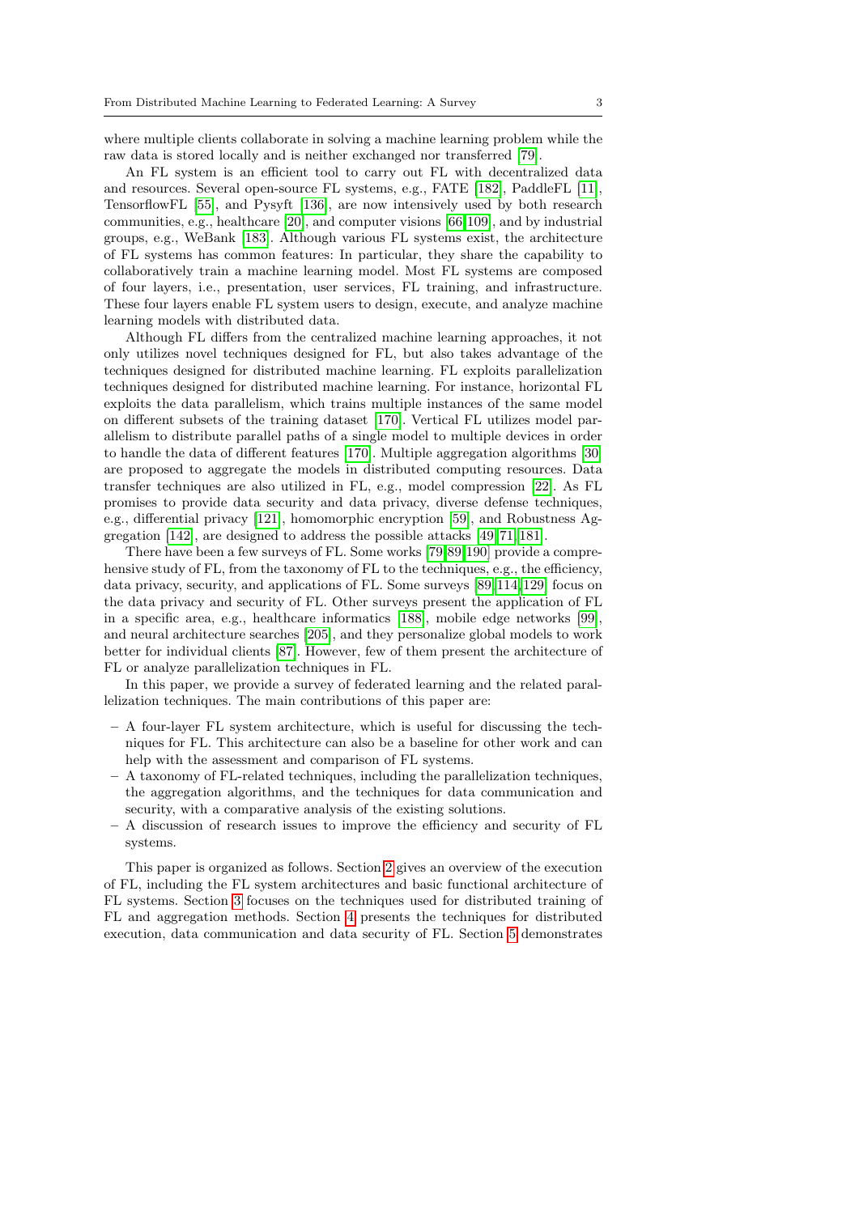where multiple clients collaborate in solving a machine learning problem while the raw data is stored locally and is neither exchanged nor transferred [79].

An FL system is an efficient tool to carry out FL with decentralized data and resources. Several open-source FL systems, e.g., FATE [182], PaddleFL [11], TensorflowFL [55], and Pysyft [136], are now intensively used by both research communities, e.g., healthcare [20], and computer visions [66,109], and by industrial groups, e.g., WeBank [183]. Although various FL systems exist, the architecture of FL systems has common features: In particular, they share the capability to collaboratively train a machine learning model. Most FL systems are composed of four layers, i.e., presentation, user services, FL training, and infrastructure. These four layers enable FL system users to design, execute, and analyze machine learning models with distributed data.

Although FL differs from the centralized machine learning approaches, it not only utilizes novel techniques designed for FL, but also takes advantage of the techniques designed for distributed machine learning. FL exploits parallelization techniques designed for distributed machine learning. For instance, horizontal FL exploits the data parallelism, which trains multiple instances of the same model on different subsets of the training dataset [170]. Vertical FL utilizes model parallelism to distribute parallel paths of a single model to multiple devices in order to handle the data of different features [170]. Multiple aggregation algorithms [30] are proposed to aggregate the models in distributed computing resources. Data transfer techniques are also utilized in FL, e.g., model compression [22]. As FL promises to provide data security and data privacy, diverse defense techniques, e.g., differential privacy [121], homomorphic encryption [59], and Robustness Aggregation [142], are designed to address the possible attacks [49,71,181].

There have been a few surveys of FL. Some works [79,89,190] provide a comprehensive study of FL, from the taxonomy of FL to the techniques, e.g., the efficiency, data privacy, security, and applications of FL. Some surveys [89,114,129] focus on the data privacy and security of FL. Other surveys present the application of FL in a specific area, e.g., healthcare informatics [188], mobile edge networks [99], and neural architecture searches [205], and they personalize global models to work better for individual clients [87]. However, few of them present the architecture of FL or analyze parallelization techniques in FL.

In this paper, we provide a survey of federated learning and the related parallelization techniques. The main contributions of this paper are:

- A four-layer FL system architecture, which is useful for discussing the techniques for FL. This architecture can also be a baseline for other work and can help with the assessment and comparison of FL systems.
- A taxonomy of FL-related techniques, including the parallelization techniques, the aggregation algorithms, and the techniques for data communication and security, with a comparative analysis of the existing solutions.
- A discussion of research issues to improve the efficiency and security of FL systems.

This paper is organized as follows. Section 2 gives an overview of the execution of FL, including the FL system architectures and basic functional architecture of FL systems. Section 3 focuses on the techniques used for distributed training of FL and aggregation methods. Section 4 presents the techniques for distributed execution, data communication and data security of FL. Section 5 demonstrates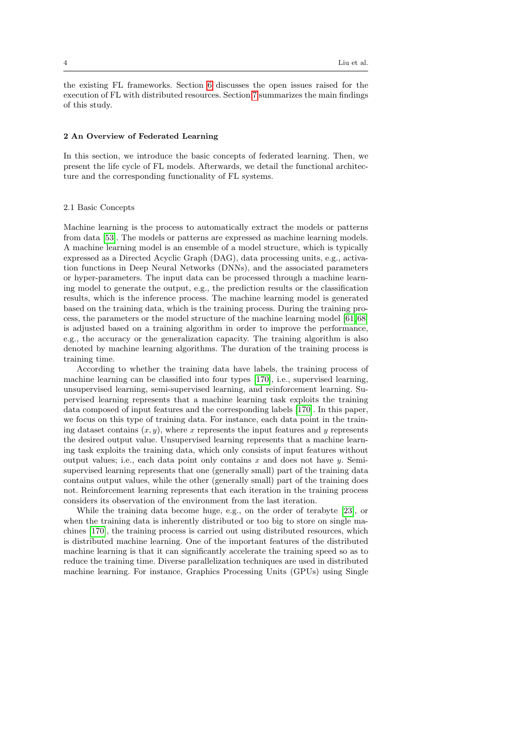the existing FL frameworks. Section 6 discusses the open issues raised for the execution of FL with distributed resources. Section 7 summarizes the main findings of this study.

## 2 An Overview of Federated Learning

In this section, we introduce the basic concepts of federated learning. Then, we present the life cycle of FL models. Afterwards, we detail the functional architecture and the corresponding functionality of FL systems.

### 2.1 Basic Concepts

Machine learning is the process to automatically extract the models or patterns from data [53]. The models or patterns are expressed as machine learning models. A machine learning model is an ensemble of a model structure, which is typically expressed as a Directed Acyclic Graph (DAG), data processing units, e.g., activation functions in Deep Neural Networks (DNNs), and the associated parameters or hyper-parameters. The input data can be processed through a machine learning model to generate the output, e.g., the prediction results or the classification results, which is the inference process. The machine learning model is generated based on the training data, which is the training process. During the training process, the parameters or the model structure of the machine learning model [61,68] is adjusted based on a training algorithm in order to improve the performance, e.g., the accuracy or the generalization capacity. The training algorithm is also denoted by machine learning algorithms. The duration of the training process is training time.

According to whether the training data have labels, the training process of machine learning can be classified into four types [170], i.e., supervised learning, unsupervised learning, semi-supervised learning, and reinforcement learning. Supervised learning represents that a machine learning task exploits the training data composed of input features and the corresponding labels [170]. In this paper, we focus on this type of training data. For instance, each data point in the training dataset contains $(x, y)$, where $x$ represents the input features and $y$ represents the desired output value. Unsupervised learning represents that a machine learning task exploits the training data, which only consists of input features without output values; i.e., each data point only contains $x$ and does not have $y$. Semi-supervised learning represents that one (generally small) part of the training data contains output values, while the other (generally small) part of the training does not. Reinforcement learning represents that each iteration in the training process considers its observation of the environment from the last iteration.

While the training data become huge, e.g., on the order of terabyte [23], or when the training data is inherently distributed or too big to store on single machines [170], the training process is carried out using distributed resources, which is distributed machine learning. One of the important features of the distributed machine learning is that it can significantly accelerate the training speed so as to reduce the training time. Diverse parallelization techniques are used in distributed machine learning. For instance, Graphics Processing Units (GPUs) using Single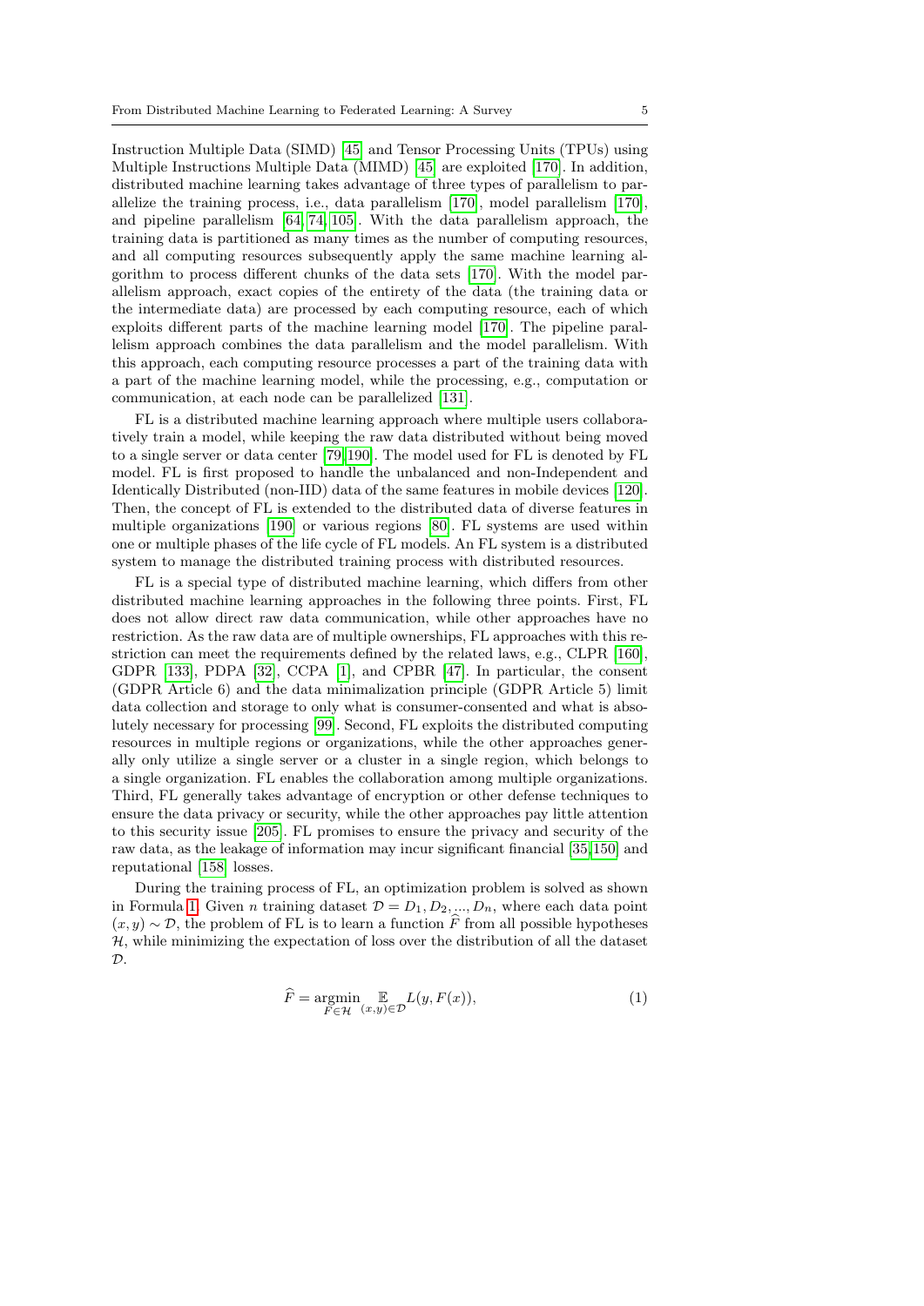Instruction Multiple Data (SIMD) [45] and Tensor Processing Units (TPUs) using Multiple Instructions Multiple Data (MIMD) [45] are exploited [170]. In addition, distributed machine learning takes advantage of three types of parallelism to parallelize the training process, i.e., data parallelism [170], model parallelism [170], and pipeline parallelism [64, 74, 105]. With the data parallelism approach, the training data is partitioned as many times as the number of computing resources, and all computing resources subsequently apply the same machine learning algorithm to process different chunks of the data sets [170]. With the model parallelism approach, exact copies of the entirety of the data (the training data or the intermediate data) are processed by each computing resource, each of which exploits different parts of the machine learning model [170]. The pipeline parallelism approach combines the data parallelism and the model parallelism. With this approach, each computing resource processes a part of the training data with a part of the machine learning model, while the processing, e.g., computation or communication, at each node can be parallelized [131].

FL is a distributed machine learning approach where multiple users collaboratively train a model, while keeping the raw data distributed without being moved to a single server or data center [79, 190]. The model used for FL is denoted by FL model. FL is first proposed to handle the unbalanced and non-Independent and Identically Distributed (non-IID) data of the same features in mobile devices [120]. Then, the concept of FL is extended to the distributed data of diverse features in multiple organizations [190] or various regions [80]. FL systems are used within one or multiple phases of the life cycle of FL models. An FL system is a distributed system to manage the distributed training process with distributed resources.

FL is a special type of distributed machine learning, which differs from other distributed machine learning approaches in the following three points. First, FL does not allow direct raw data communication, while other approaches have no restriction. As the raw data are of multiple ownerships, FL approaches with this restriction can meet the requirements defined by the related laws, e.g., CLPR [160], GDPR [133], PDPA [32], CCPA [1], and CPBR [47]. In particular, the consent (GDPR Article 6) and the data minimalization principle (GDPR Article 5) limit data collection and storage to only what is consumer-consented and what is absolutely necessary for processing [99]. Second, FL exploits the distributed computing resources in multiple regions or organizations, while the other approaches generally only utilize a single server or a cluster in a single region, which belongs to a single organization. FL enables the collaboration among multiple organizations. Third, FL generally takes advantage of encryption or other defense techniques to ensure the data privacy or security, while the other approaches pay little attention to this security issue [205]. FL promises to ensure the privacy and security of the raw data, as the leakage of information may incur significant financial [35, 150] and reputational [158] losses.

During the training process of FL, an optimization problem is solved as shown in Formula 1. Given $n$ training dataset $\mathcal{D} = D_1, D_2, ..., D_n$, where each data point $(x, y) \sim \mathcal{D}$, the problem of FL is to learn a function $\widehat{F}$ from all possible hypotheses $\mathcal{H}$, while minimizing the expectation of loss over the distribution of all the dataset $\mathcal{D}$.

$$\widehat{F} = \underset{F \in \mathcal{H}}{\operatorname{argmin}} \underset{(x,y) \in \mathcal{D}}{\mathbb{E}} L(y, F(x)), \tag{1}$$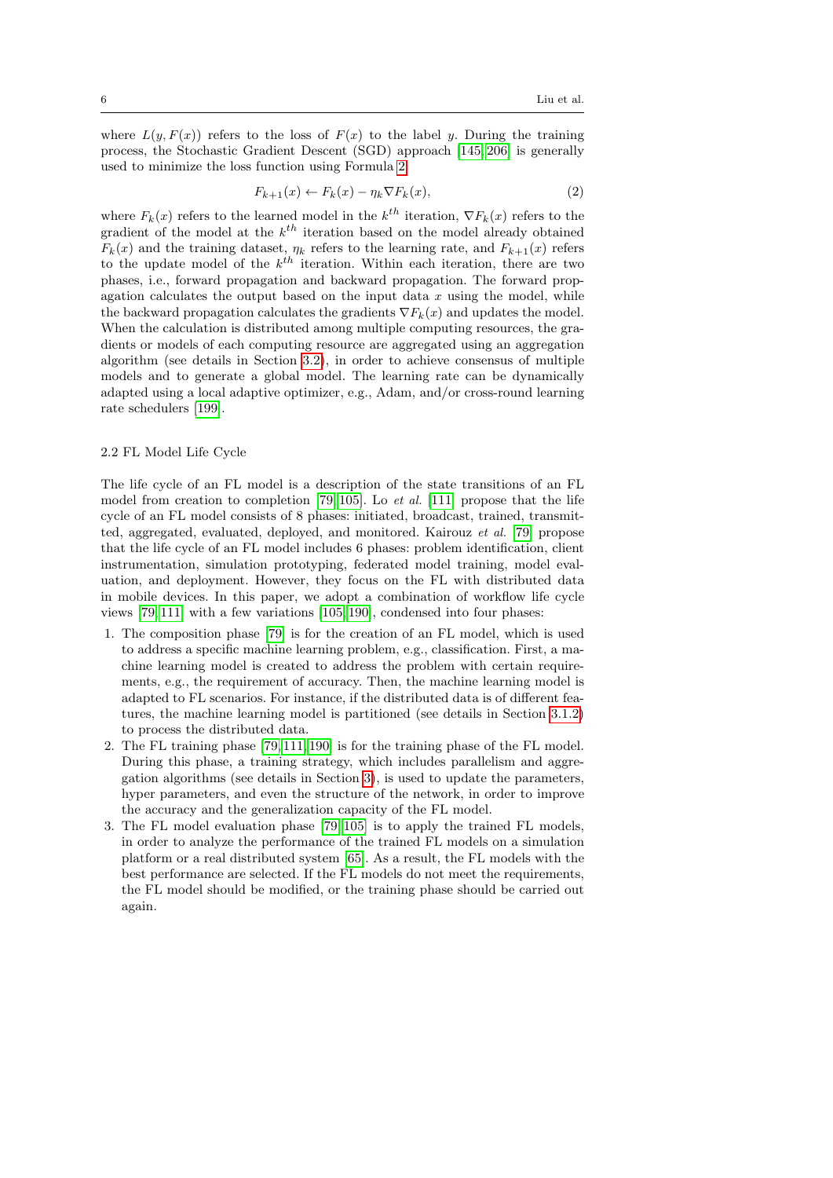where $L(y, F(x))$ refers to the loss of $F(x)$ to the label $y$. During the training process, the Stochastic Gradient Descent (SGD) approach [145, 206] is generally used to minimize the loss function using Formula 2.

$$F_{k+1}(x) \leftarrow F_k(x) - \eta_k \nabla F_k(x), \tag{2}$$

where $F_k(x)$ refers to the learned model in the $k^{th}$ iteration, $\nabla F_k(x)$ refers to the gradient of the model at the $k^{th}$ iteration based on the model already obtained $F_k(x)$ and the training dataset, $\eta_k$ refers to the learning rate, and $F_{k+1}(x)$ refers to the update model of the $k^{th}$ iteration. Within each iteration, there are two phases, i.e., forward propagation and backward propagation. The forward propagation calculates the output based on the input data $x$ using the model, while the backward propagation calculates the gradients $\nabla F_k(x)$ and updates the model. When the calculation is distributed among multiple computing resources, the gradients or models of each computing resource are aggregated using an aggregation algorithm (see details in Section 3.2), in order to achieve consensus of multiple models and to generate a global model. The learning rate can be dynamically adapted using a local adaptive optimizer, e.g., Adam, and/or cross-round learning rate schedulers [199].

## 2.2 FL Model Life Cycle

The life cycle of an FL model is a description of the state transitions of an FL model from creation to completion [79, 105]. Lo *et al.* [111] propose that the life cycle of an FL model consists of 8 phases: initiated, broadcast, trained, transmitted, aggregated, evaluated, deployed, and monitored. Kairouz *et al.* [79] propose that the life cycle of an FL model includes 6 phases: problem identification, client instrumentation, simulation prototyping, federated model training, model evaluation, and deployment. However, they focus on the FL with distributed data in mobile devices. In this paper, we adopt a combination of workflow life cycle views [79, 111] with a few variations [105, 190], condensed into four phases:

1. The composition phase [79] is for the creation of an FL model, which is used to address a specific machine learning problem, e.g., classification. First, a machine learning model is created to address the problem with certain requirements, e.g., the requirement of accuracy. Then, the machine learning model is adapted to FL scenarios. For instance, if the distributed data is of different features, the machine learning model is partitioned (see details in Section 3.1.2) to process the distributed data.
2. The FL training phase [79, 111, 190] is for the training phase of the FL model. During this phase, a training strategy, which includes parallelism and aggregation algorithms (see details in Section 3), is used to update the parameters, hyper parameters, and even the structure of the network, in order to improve the accuracy and the generalization capacity of the FL model.
3. The FL model evaluation phase [79, 105] is to apply the trained FL models, in order to analyze the performance of the trained FL models on a simulation platform or a real distributed system [65]. As a result, the FL models with the best performance are selected. If the FL models do not meet the requirements, the FL model should be modified, or the training phase should be carried out again.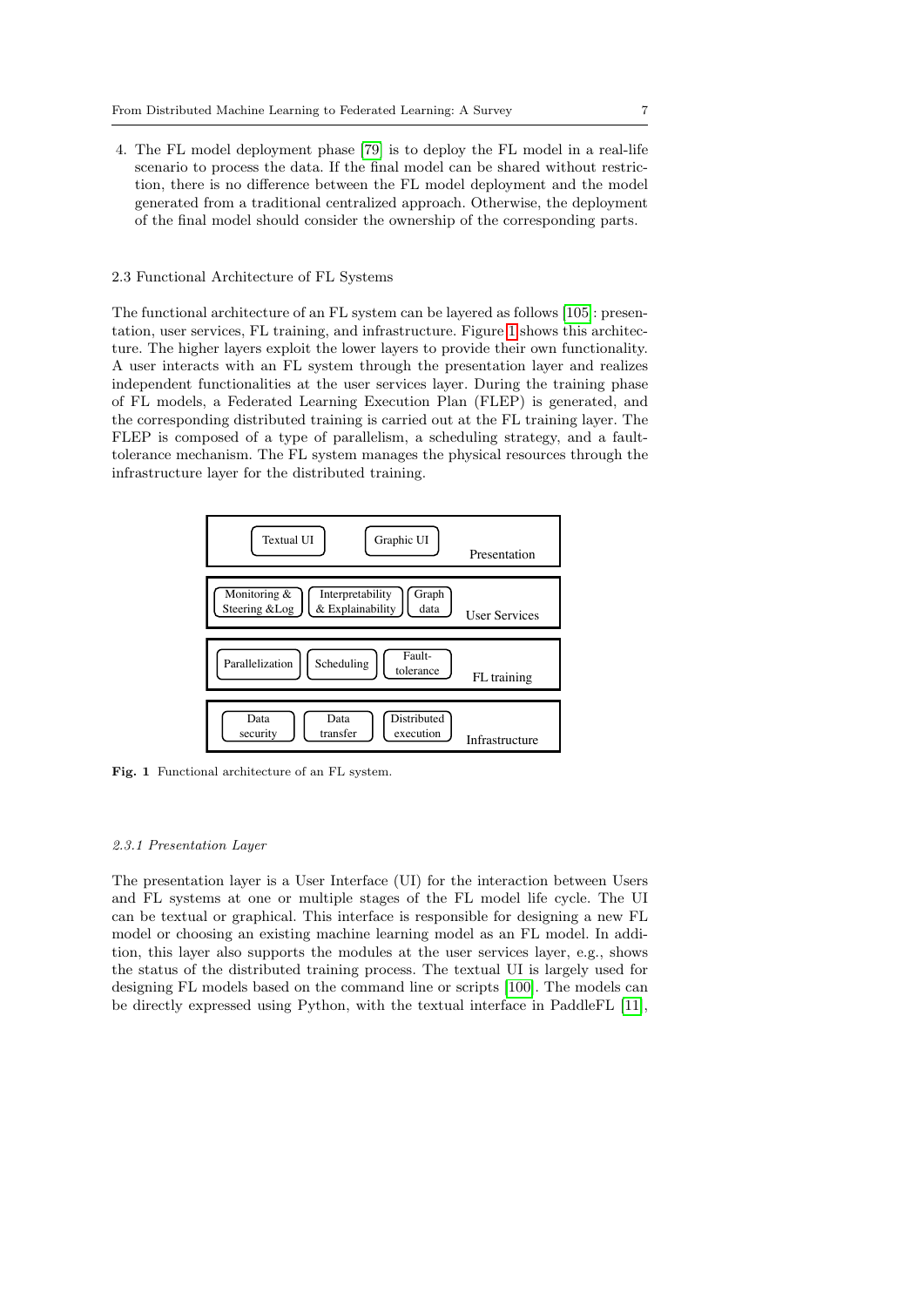4. The FL model deployment phase [79] is to deploy the FL model in a real-life scenario to process the data. If the final model can be shared without restriction, there is no difference between the FL model deployment and the model generated from a traditional centralized approach. Otherwise, the deployment of the final model should consider the ownership of the corresponding parts.

## 2.3 Functional Architecture of FL Systems

The functional architecture of an FL system can be layered as follows [105]: presentation, user services, FL training, and infrastructure. Figure 1 shows this architecture. The higher layers exploit the lower layers to provide their own functionality. A user interacts with an FL system through the presentation layer and realizes independent functionalities at the user services layer. During the training phase of FL models, a Federated Learning Execution Plan (FLEP) is generated, and the corresponding distributed training is carried out at the FL training layer. The FLEP is composed of a type of parallelism, a scheduling strategy, and a fault-tolerance mechanism. The FL system manages the physical resources through the infrastructure layer for the distributed training.

Textual UI
Graphic UI
Presentation

Monitoring & Steering &Log
Interpretability & Explainability
Graph data
User Services

Parallelization
Scheduling
Fault-tolerance
FL training

Data security
Data transfer
Distributed execution
Infrastructure

**Fig. 1** Functional architecture of an FL system.

### *2.3.1 Presentation Layer*

The presentation layer is a User Interface (UI) for the interaction between Users and FL systems at one or multiple stages of the FL model life cycle. The UI can be textual or graphical. This interface is responsible for designing a new FL model or choosing an existing machine learning model as an FL model. In addition, this layer also supports the modules at the user services layer, e.g., shows the status of the distributed training process. The textual UI is largely used for designing FL models based on the command line or scripts [100]. The models can be directly expressed using Python, with the textual interface in PaddleFL [11],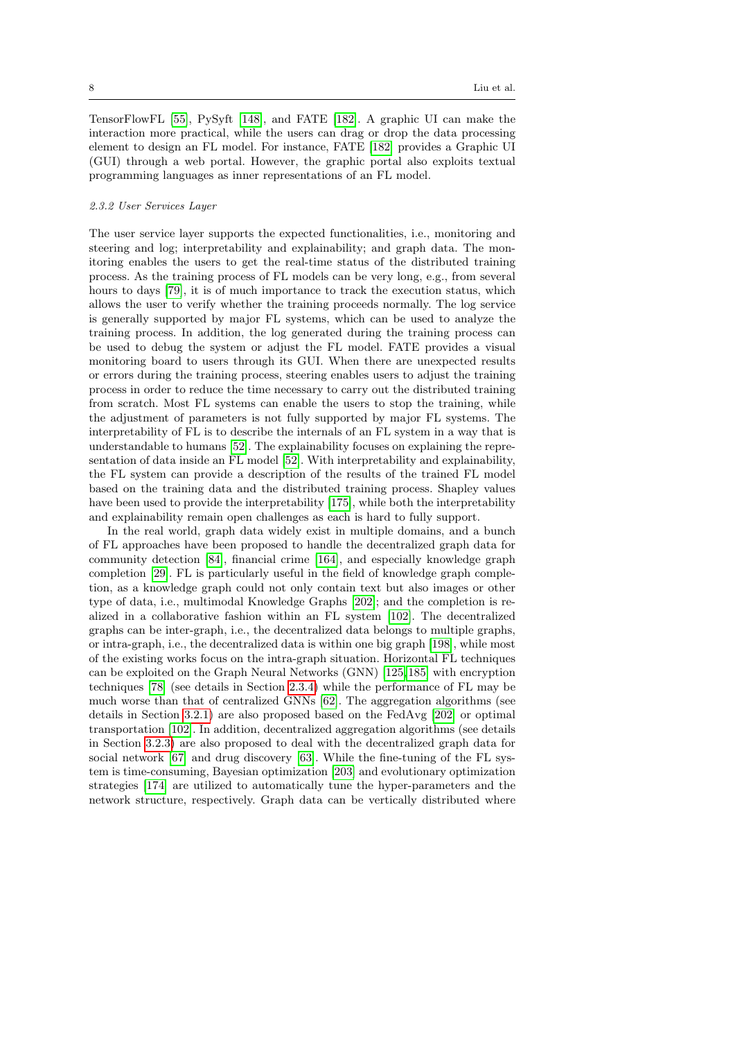TensorFlowFL [55], PySyft [148], and FATE [182]. A graphic UI can make the interaction more practical, while the users can drag or drop the data processing element to design an FL model. For instance, FATE [182] provides a Graphic UI (GUI) through a web portal. However, the graphic portal also exploits textual programming languages as inner representations of an FL model.

#### *2.3.2 User Services Layer*

The user service layer supports the expected functionalities, i.e., monitoring and steering and log; interpretability and explainability; and graph data. The monitoring enables the users to get the real-time status of the distributed training process. As the training process of FL models can be very long, e.g., from several hours to days [79], it is of much importance to track the execution status, which allows the user to verify whether the training proceeds normally. The log service is generally supported by major FL systems, which can be used to analyze the training process. In addition, the log generated during the training process can be used to debug the system or adjust the FL model. FATE provides a visual monitoring board to users through its GUI. When there are unexpected results or errors during the training process, steering enables users to adjust the training process in order to reduce the time necessary to carry out the distributed training from scratch. Most FL systems can enable the users to stop the training, while the adjustment of parameters is not fully supported by major FL systems. The interpretability of FL is to describe the internals of an FL system in a way that is understandable to humans [52]. The explainability focuses on explaining the representation of data inside an FL model [52]. With interpretability and explainability, the FL system can provide a description of the results of the trained FL model based on the training data and the distributed training process. Shapley values have been used to provide the interpretability [175], while both the interpretability and explainability remain open challenges as each is hard to fully support.

In the real world, graph data widely exist in multiple domains, and a bunch of FL approaches have been proposed to handle the decentralized graph data for community detection [84], financial crime [164], and especially knowledge graph completion [29]. FL is particularly useful in the field of knowledge graph completion, as a knowledge graph could not only contain text but also images or other type of data, i.e., multimodal Knowledge Graphs [202]; and the completion is realized in a collaborative fashion within an FL system [102]. The decentralized graphs can be inter-graph, i.e., the decentralized data belongs to multiple graphs, or intra-graph, i.e., the decentralized data is within one big graph [198], while most of the existing works focus on the intra-graph situation. Horizontal FL techniques can be exploited on the Graph Neural Networks (GNN) [125,185] with encryption techniques [78] (see details in Section 2.3.4) while the performance of FL may be much worse than that of centralized GNNs [62]. The aggregation algorithms (see details in Section 3.2.1) are also proposed based on the FedAvg [202] or optimal transportation [102]. In addition, decentralized aggregation algorithms (see details in Section 3.2.3) are also proposed to deal with the decentralized graph data for social network [67] and drug discovery [63]. While the fine-tuning of the FL system is time-consuming, Bayesian optimization [203] and evolutionary optimization strategies [174] are utilized to automatically tune the hyper-parameters and the network structure, respectively. Graph data can be vertically distributed where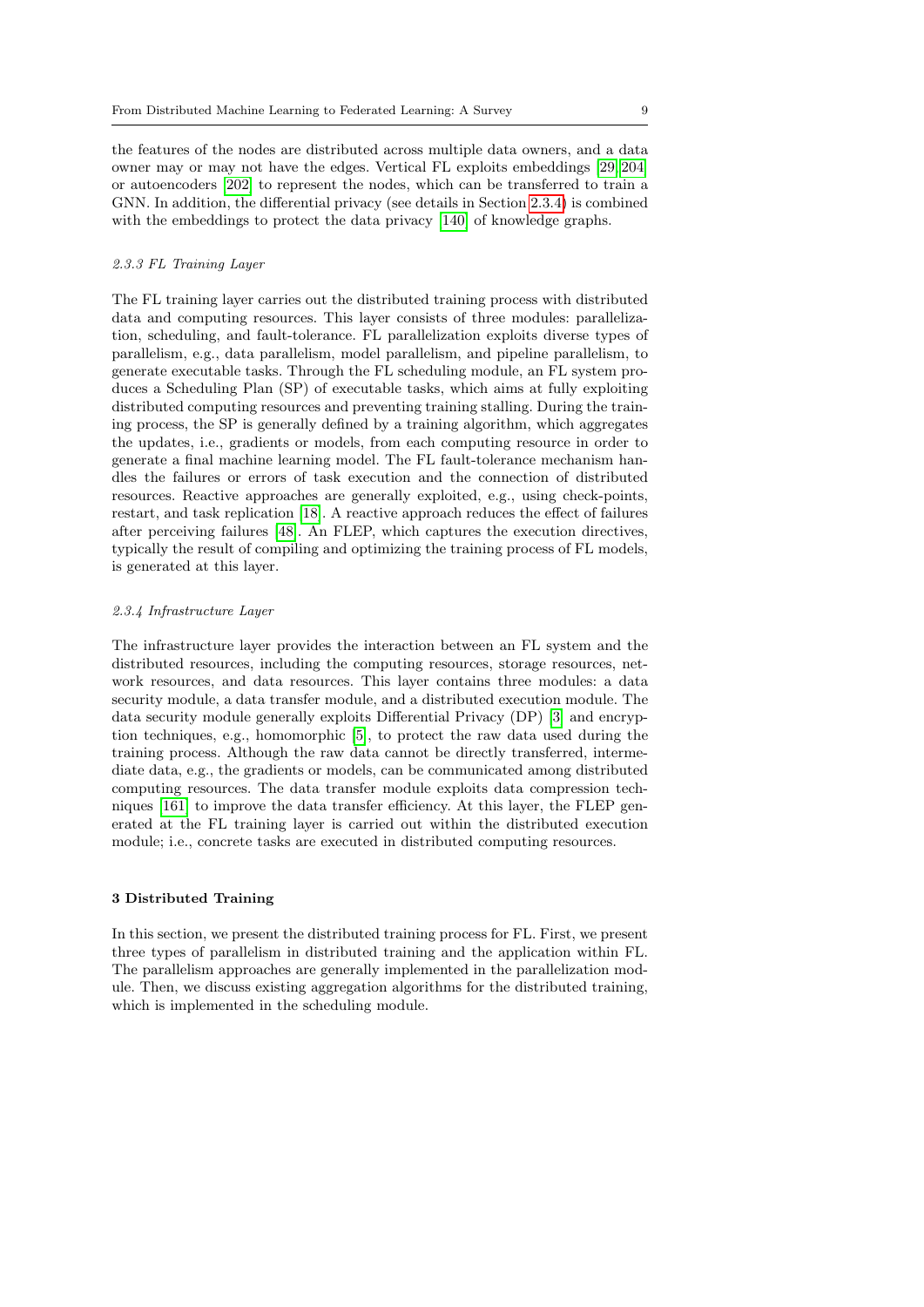the features of the nodes are distributed across multiple data owners, and a data owner may or may not have the edges. Vertical FL exploits embeddings [29, 204] or autoencoders [202] to represent the nodes, which can be transferred to train a GNN. In addition, the differential privacy (see details in Section 2.3.4) is combined with the embeddings to protect the data privacy [140] of knowledge graphs.

#### *2.3.3 FL Training Layer*

The FL training layer carries out the distributed training process with distributed data and computing resources. This layer consists of three modules: parallelization, scheduling, and fault-tolerance. FL parallelization exploits diverse types of parallelism, e.g., data parallelism, model parallelism, and pipeline parallelism, to generate executable tasks. Through the FL scheduling module, an FL system produces a Scheduling Plan (SP) of executable tasks, which aims at fully exploiting distributed computing resources and preventing training stalling. During the training process, the SP is generally defined by a training algorithm, which aggregates the updates, i.e., gradients or models, from each computing resource in order to generate a final machine learning model. The FL fault-tolerance mechanism handles the failures or errors of task execution and the connection of distributed resources. Reactive approaches are generally exploited, e.g., using check-points, restart, and task replication [18]. A reactive approach reduces the effect of failures after perceiving failures [48]. An FLEP, which captures the execution directives, typically the result of compiling and optimizing the training process of FL models, is generated at this layer.

#### *2.3.4 Infrastructure Layer*

The infrastructure layer provides the interaction between an FL system and the distributed resources, including the computing resources, storage resources, network resources, and data resources. This layer contains three modules: a data security module, a data transfer module, and a distributed execution module. The data security module generally exploits Differential Privacy (DP) [3] and encryption techniques, e.g., homomorphic [5], to protect the raw data used during the training process. Although the raw data cannot be directly transferred, intermediate data, e.g., the gradients or models, can be communicated among distributed computing resources. The data transfer module exploits data compression techniques [161] to improve the data transfer efficiency. At this layer, the FLEP generated at the FL training layer is carried out within the distributed execution module; i.e., concrete tasks are executed in distributed computing resources.

## 3 Distributed Training

In this section, we present the distributed training process for FL. First, we present three types of parallelism in distributed training and the application within FL. The parallelism approaches are generally implemented in the parallelization module. Then, we discuss existing aggregation algorithms for the distributed training, which is implemented in the scheduling module.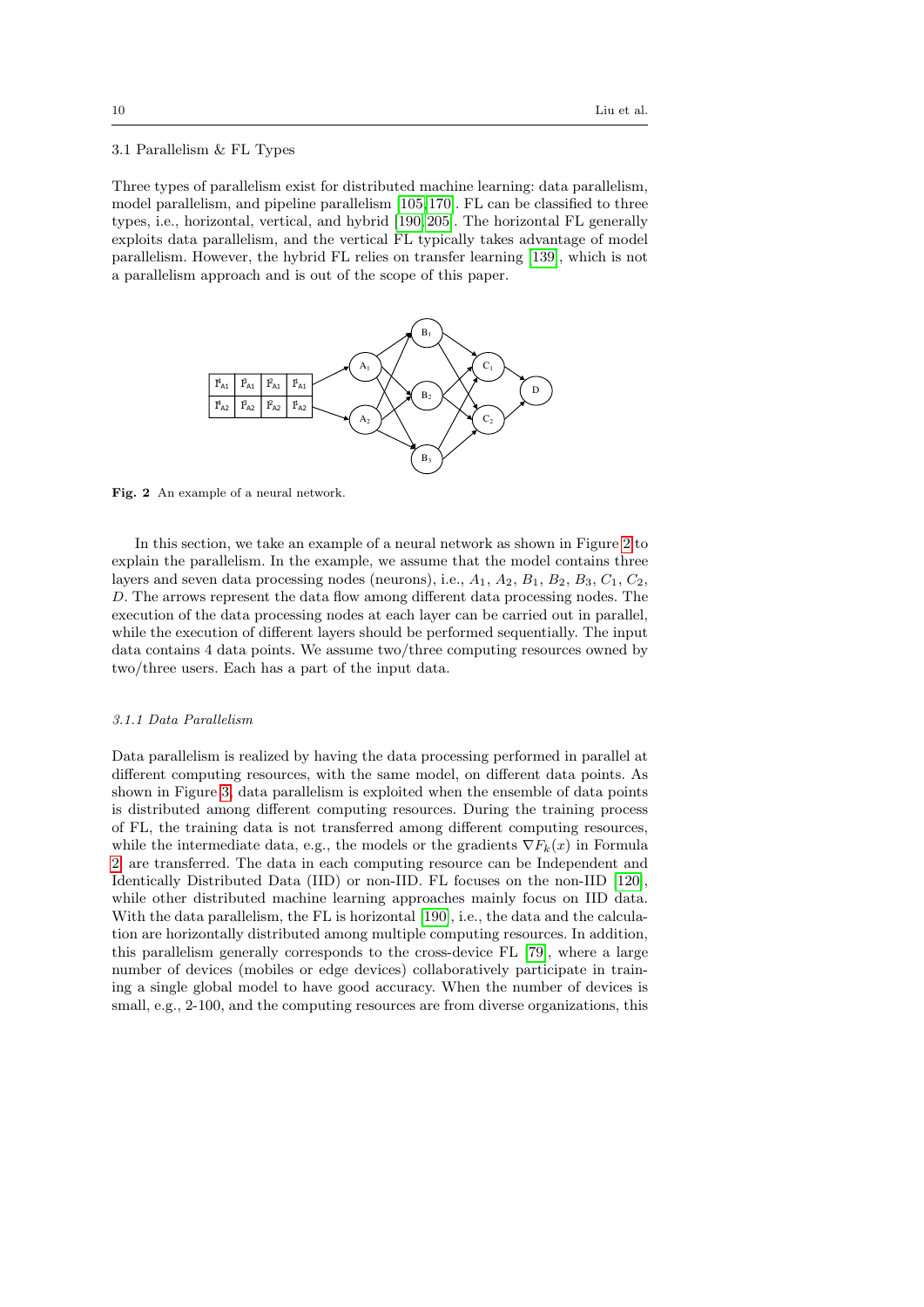### 3.1 Parallelism & FL Types

Three types of parallelism exist for distributed machine learning: data parallelism, model parallelism, and pipeline parallelism [105, 170]. FL can be classified to three types, i.e., horizontal, vertical, and hybrid [190, 205]. The horizontal FL generally exploits data parallelism, and the vertical FL typically takes advantage of model parallelism. However, the hybrid FL relies on transfer learning [139], which is not a parallelism approach and is out of the scope of this paper.

$I^1_{A1}$ $I^2_{A1}$ $I^3_{A1}$ $I^4_{A1}$
$I^1_{A2}$ $I^2_{A2}$ $I^3_{A2}$ $I^4_{A2}$
$A_1$ $A_2$ $B_1$ $B_2$ $B_3$ $C_1$ $C_2$ D

**Fig. 2** An example of a neural network.

In this section, we take an example of a neural network as shown in Figure 2 to explain the parallelism. In the example, we assume that the model contains three layers and seven data processing nodes (neurons), i.e., $A_1$, $A_2$, $B_1$, $B_2$, $B_3$, $C_1$, $C_2$, $D$. The arrows represent the data flow among different data processing nodes. The execution of the data processing nodes at each layer can be carried out in parallel, while the execution of different layers should be performed sequentially. The input data contains 4 data points. We assume two/three computing resources owned by two/three users. Each has a part of the input data.

#### *3.1.1 Data Parallelism*

Data parallelism is realized by having the data processing performed in parallel at different computing resources, with the same model, on different data points. As shown in Figure 3, data parallelism is exploited when the ensemble of data points is distributed among different computing resources. During the training process of FL, the training data is not transferred among different computing resources, while the intermediate data, e.g., the models or the gradients $\nabla F_k(x)$ in Formula 2 are transferred. The data in each computing resource can be Independent and Identically Distributed Data (IID) or non-IID. FL focuses on the non-IID [120], while other distributed machine learning approaches mainly focus on IID data. With the data parallelism, the FL is horizontal [190], i.e., the data and the calculation are horizontally distributed among multiple computing resources. In addition, this parallelism generally corresponds to the cross-device FL [79], where a large number of devices (mobiles or edge devices) collaboratively participate in training a single global model to have good accuracy. When the number of devices is small, e.g., 2-100, and the computing resources are from diverse organizations, this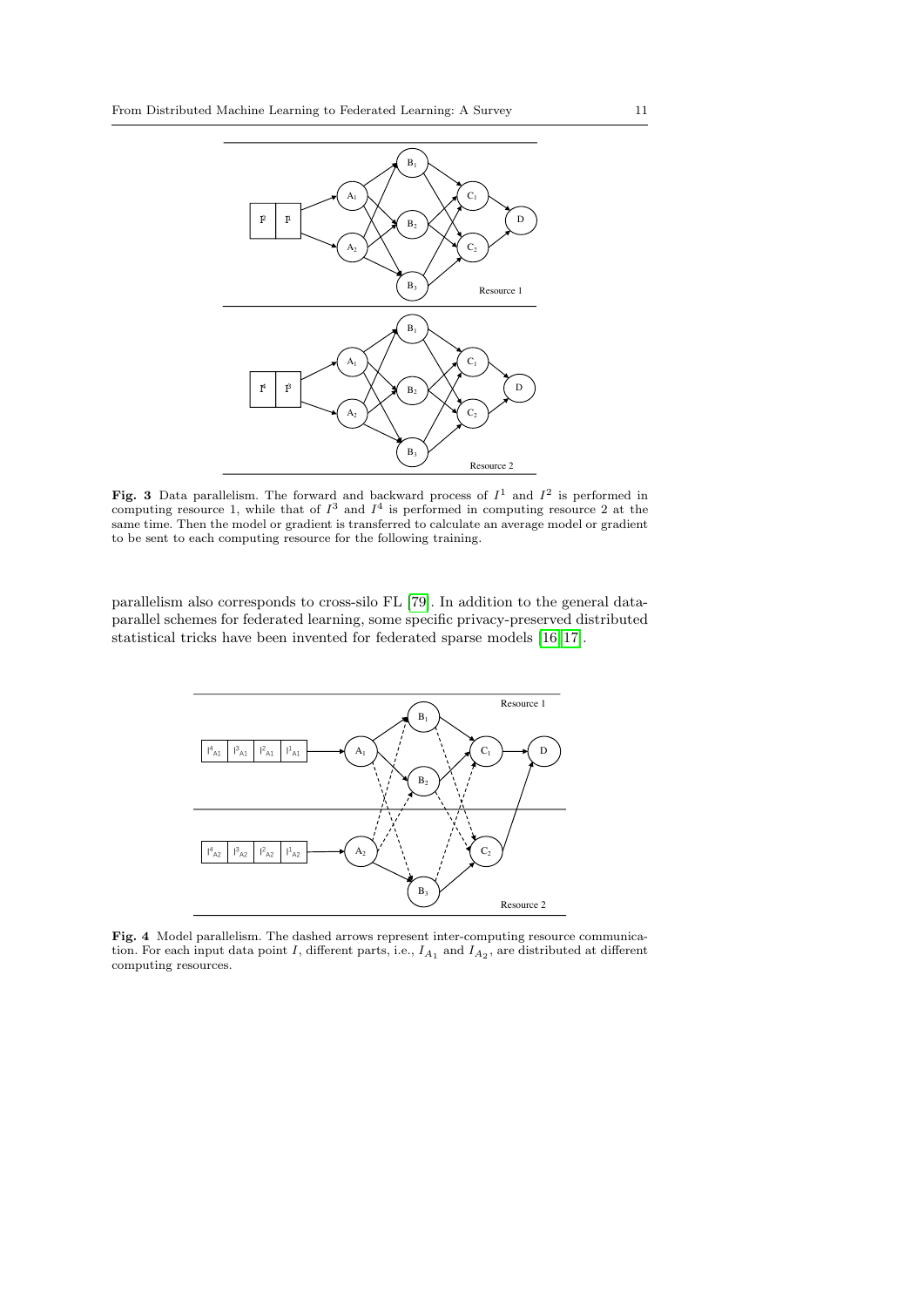**Fig. 3** Data parallelism. The forward and backward process of $I^1$ and $I^2$ is performed in computing resource 1, while that of $I^3$ and $I^4$ is performed in computing resource 2 at the same time. Then the model or gradient is transferred to calculate an average model or gradient to be sent to each computing resource for the following training.

parallelism also corresponds to cross-silo FL [79]. In addition to the general data-parallel schemes for federated learning, some specific privacy-preserved distributed statistical tricks have been invented for federated sparse models [16, 17].

**Fig. 4** Model parallelism. The dashed arrows represent inter-computing resource communication. For each input data point $I$, different parts, i.e., $I_{A_1}$ and $I_{A_2}$, are distributed at different computing resources.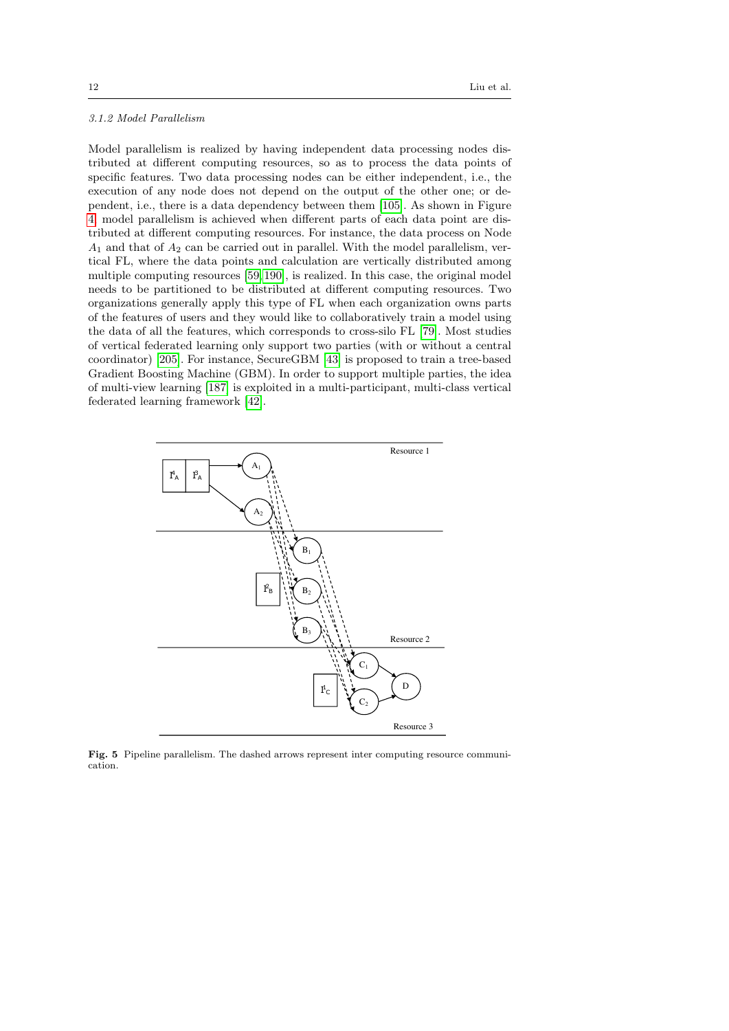#### 3.1.2 Model Parallelism

Model parallelism is realized by having independent data processing nodes distributed at different computing resources, so as to process the data points of specific features. Two data processing nodes can be either independent, i.e., the execution of any node does not depend on the output of the other one; or dependent, i.e., there is a data dependency between them [105]. As shown in Figure 4, model parallelism is achieved when different parts of each data point are distributed at different computing resources. For instance, the data process on Node $A_1$ and that of $A_2$ can be carried out in parallel. With the model parallelism, vertical FL, where the data points and calculation are vertically distributed among multiple computing resources [59, 190], is realized. In this case, the original model needs to be partitioned to be distributed at different computing resources. Two organizations generally apply this type of FL when each organization owns parts of the features of users and they would like to collaboratively train a model using the data of all the features, which corresponds to cross-silo FL [79]. Most studies of vertical federated learning only support two parties (with or without a central coordinator) [205]. For instance, SecureGBM [43] is proposed to train a tree-based Gradient Boosting Machine (GBM). In order to support multiple parties, the idea of multi-view learning [187] is exploited in a multi-participant, multi-class vertical federated learning framework [42].

Resource 1

Resource 2

Resource 3

**Fig. 5** Pipeline parallelism. The dashed arrows represent inter computing resource communication.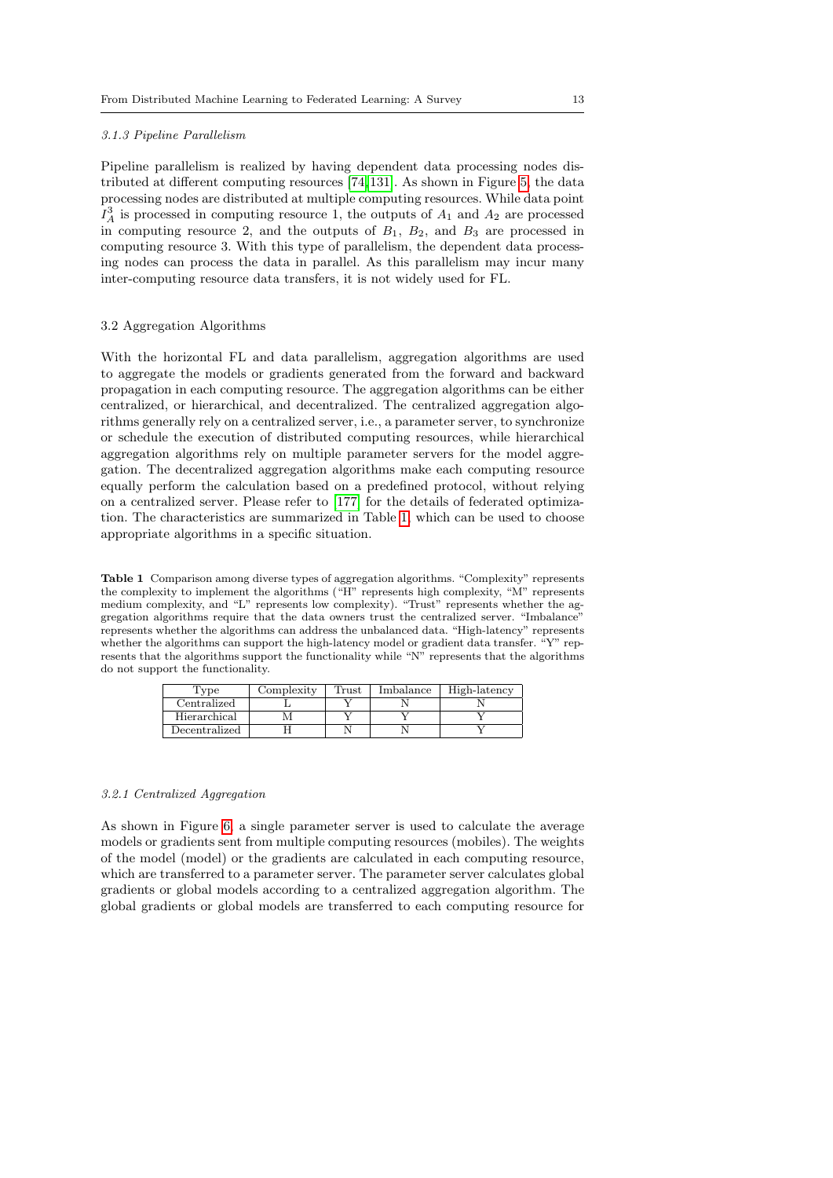#### 3.1.3 Pipeline Parallelism

Pipeline parallelism is realized by having dependent data processing nodes distributed at different computing resources [74, 131]. As shown in Figure 5, the data processing nodes are distributed at multiple computing resources. While data point $I_A^3$ is processed in computing resource 1, the outputs of $A_1$ and $A_2$ are processed in computing resource 2, and the outputs of $B_1$, $B_2$, and $B_3$ are processed in computing resource 3. With this type of parallelism, the dependent data processing nodes can process the data in parallel. As this parallelism may incur many inter-computing resource data transfers, it is not widely used for FL.

### 3.2 Aggregation Algorithms

With the horizontal FL and data parallelism, aggregation algorithms are used to aggregate the models or gradients generated from the forward and backward propagation in each computing resource. The aggregation algorithms can be either centralized, or hierarchical, and decentralized. The centralized aggregation algorithms generally rely on a centralized server, i.e., a parameter server, to synchronize or schedule the execution of distributed computing resources, while hierarchical aggregation algorithms rely on multiple parameter servers for the model aggregation. The decentralized aggregation algorithms make each computing resource equally perform the calculation based on a predefined protocol, without relying on a centralized server. Please refer to [177] for the details of federated optimization. The characteristics are summarized in Table 1, which can be used to choose appropriate algorithms in a specific situation.

**Table 1** Comparison among diverse types of aggregation algorithms. "Complexity" represents the complexity to implement the algorithms ("H" represents high complexity, "M" represents medium complexity, and "L" represents low complexity). "Trust" represents whether the aggregation algorithms require that the data owners trust the centralized server. "Imbalance" represents whether the algorithms can address the unbalanced data. "High-latency" represents whether the algorithms can support the high-latency model or gradient data transfer. "Y" represents that the algorithms support the functionality while "N" represents that the algorithms do not support the functionality.

| Type | Complexity | Trust | Imbalance | High-latency |
|---|---|---|---|---|
| Centralized | L | Y | N | N |
| Hierarchical | M | Y | Y | Y |
| Decentralized | H | N | N | Y |

#### 3.2.1 Centralized Aggregation

As shown in Figure 6, a single parameter server is used to calculate the average models or gradients sent from multiple computing resources (mobiles). The weights of the model (model) or the gradients are calculated in each computing resource, which are transferred to a parameter server. The parameter server calculates global gradients or global models according to a centralized aggregation algorithm. The global gradients or global models are transferred to each computing resource for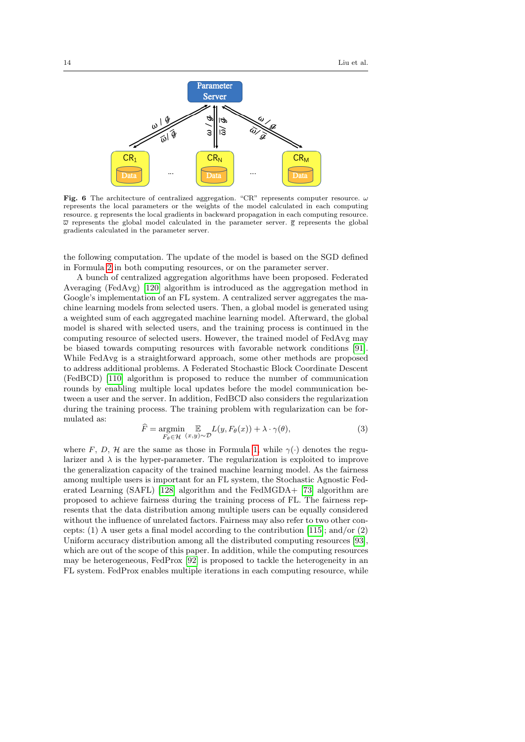Parameter Server

$\omega$ / $g$

$\overline{\omega}$ / $\overline{g}$

CR$_1$

CR$_N$

CR$_M$

Data

...

**Fig. 6** The architecture of centralized aggregation. "CR" represents computer resource. $\omega$ represents the local parameters or the weights of the model calculated in each computing resource. g represents the local gradients in backward propagation in each computing resource. $\overline{\omega}$ represents the global model calculated in the parameter server. $\overline{g}$ represents the global gradients calculated in the parameter server.

the following computation. The update of the model is based on the SGD defined in Formula 2 in both computing resources, or on the parameter server.

A bunch of centralized aggregation algorithms have been proposed. Federated Averaging (FedAvg) [120] algorithm is introduced as the aggregation method in Google's implementation of an FL system. A centralized server aggregates the machine learning models from selected users. Then, a global model is generated using a weighted sum of each aggregated machine learning model. Afterward, the global model is shared with selected users, and the training process is continued in the computing resource of selected users. However, the trained model of FedAvg may be biased towards computing resources with favorable network conditions [91]. While FedAvg is a straightforward approach, some other methods are proposed to address additional problems. A Federated Stochastic Block Coordinate Descent (FedBCD) [110] algorithm is proposed to reduce the number of communication rounds by enabling multiple local updates before the model communication between a user and the server. In addition, FedBCD also considers the regularization during the training process. The training problem with regularization can be formulated as:

$$\widehat{F} = \underset{F_\theta \in \mathcal{H}}{\operatorname{argmin}} \underset{(x,y)\sim\mathcal{D}}{\mathbb{E}} L(y, F_\theta(x)) + \lambda \cdot \gamma(\theta), \tag{3}$$

where $F$, $D$, $\mathcal{H}$ are the same as those in Formula 1, while $\gamma(\cdot)$ denotes the regularizer and $\lambda$ is the hyper-parameter. The regularization is exploited to improve the generalization capacity of the trained machine learning model. As the fairness among multiple users is important for an FL system, the Stochastic Agnostic Federated Learning (SAFL) [128] algorithm and the FedMGDA+ [73] algorithm are proposed to achieve fairness during the training process of FL. The fairness represents that the data distribution among multiple users can be equally considered without the influence of unrelated factors. Fairness may also refer to two other concepts: (1) A user gets a final model according to the contribution [115]; and/or (2) Uniform accuracy distribution among all the distributed computing resources [93], which are out of the scope of this paper. In addition, while the computing resources may be heterogeneous, FedProx [92] is proposed to tackle the heterogeneity in an FL system. FedProx enables multiple iterations in each computing resource, while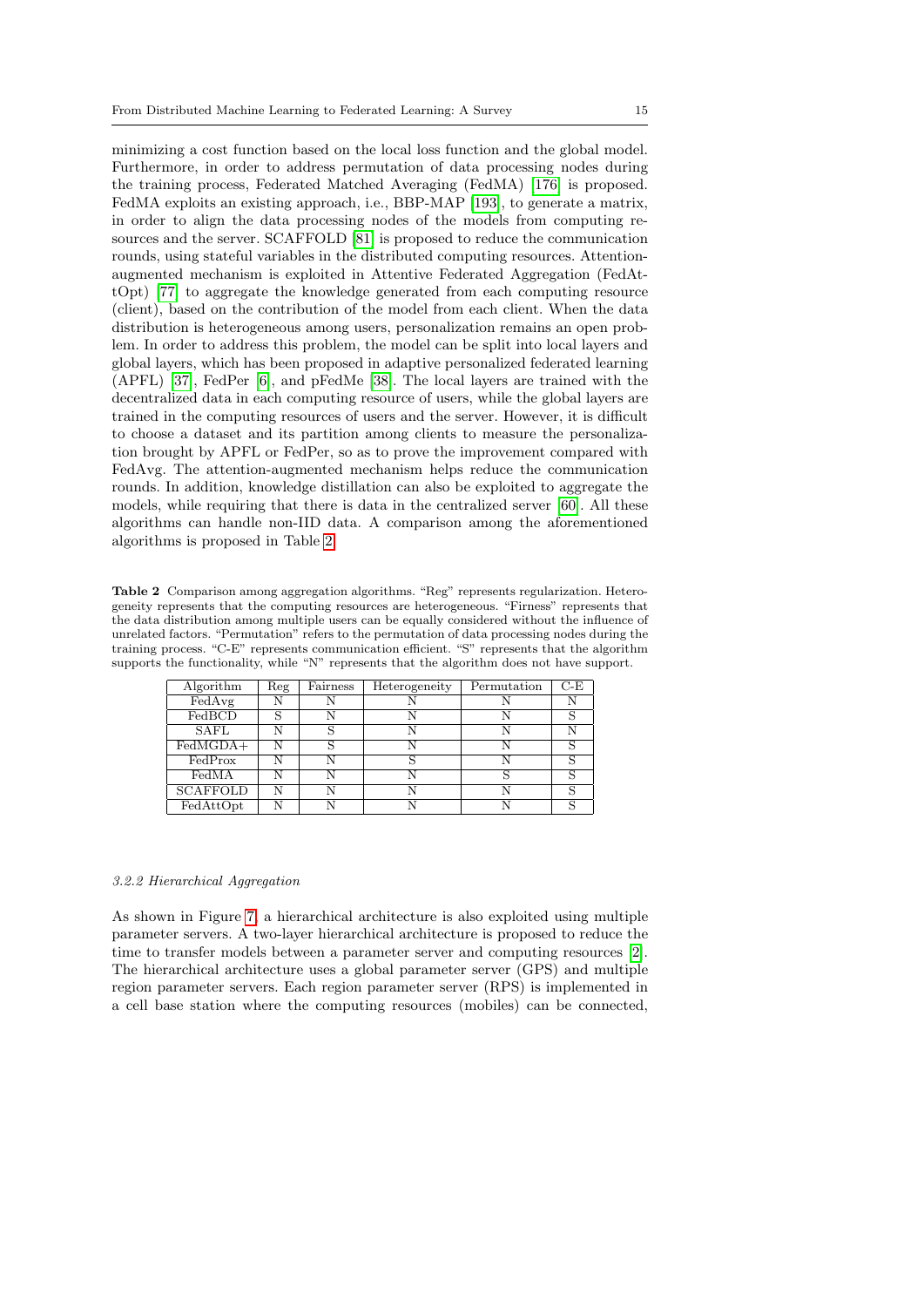minimizing a cost function based on the local loss function and the global model. Furthermore, in order to address permutation of data processing nodes during the training process, Federated Matched Averaging (FedMA) [176] is proposed. FedMA exploits an existing approach, i.e., BBP-MAP [193], to generate a matrix, in order to align the data processing nodes of the models from computing resources and the server. SCAFFOLD [81] is proposed to reduce the communication rounds, using stateful variables in the distributed computing resources. Attention-augmented mechanism is exploited in Attentive Federated Aggregation (FedAttOpt) [77] to aggregate the knowledge generated from each computing resource (client), based on the contribution of the model from each client. When the data distribution is heterogeneous among users, personalization remains an open problem. In order to address this problem, the model can be split into local layers and global layers, which has been proposed in adaptive personalized federated learning (APFL) [37], FedPer [6], and pFedMe [38]. The local layers are trained with the decentralized data in each computing resource of users, while the global layers are trained in the computing resources of users and the server. However, it is difficult to choose a dataset and its partition among clients to measure the personalization brought by APFL or FedPer, so as to prove the improvement compared with FedAvg. The attention-augmented mechanism helps reduce the communication rounds. In addition, knowledge distillation can also be exploited to aggregate the models, while requiring that there is data in the centralized server [60]. All these algorithms can handle non-IID data. A comparison among the aforementioned algorithms is proposed in Table 2.

**Table 2** Comparison among aggregation algorithms. "Reg" represents regularization. Heterogeneity represents that the computing resources are heterogeneous. "Firness" represents that the data distribution among multiple users can be equally considered without the influence of unrelated factors. "Permutation" refers to the permutation of data processing nodes during the training process. "C-E" represents communication efficient. "S" represents that the algorithm supports the functionality, while "N" represents that the algorithm does not have support.

| Algorithm | Reg | Fairness | Heterogeneity | Permutation | C-E |
|---|---|---|---|---|---|
| FedAvg | N | N | N | N | N |
| FedBCD | S | N | N | N | S |
| SAFL | N | S | N | N | N |
| FedMGDA+ | N | S | N | N | S |
| FedProx | N | N | S | N | S |
| FedMA | N | N | N | S | S |
| SCAFFOLD | N | N | N | N | S |
| FedAttOpt | N | N | N | N | S |

*3.2.2 Hierarchical Aggregation*

As shown in Figure 7, a hierarchical architecture is also exploited using multiple parameter servers. A two-layer hierarchical architecture is proposed to reduce the time to transfer models between a parameter server and computing resources [2]. The hierarchical architecture uses a global parameter server (GPS) and multiple region parameter servers. Each region parameter server (RPS) is implemented in a cell base station where the computing resources (mobiles) can be connected,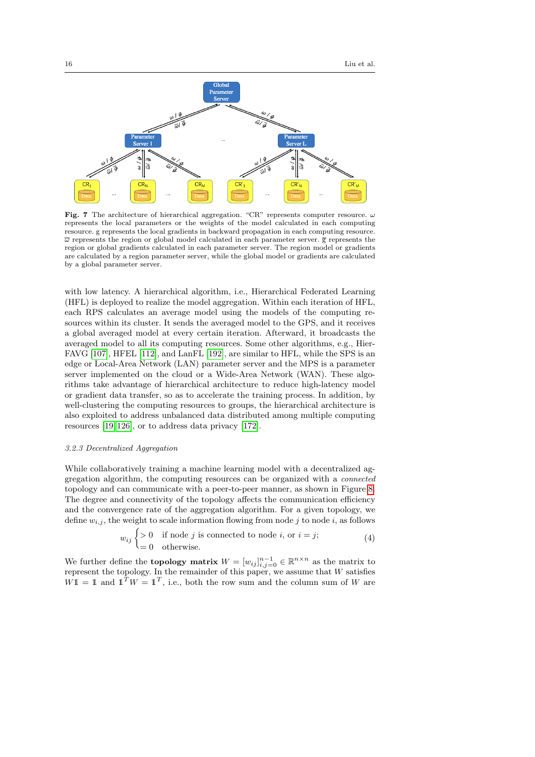Global Parameter Server

Parameter Server 1

Parameter Server L

$\omega$ / $g$

$\varpi$ / $\bar{g}$

CR$_1$ ... CR$_N$ ... CR$_M$

CR'$_1$ ... CR'$_N$ ... CR'$_M$

Data

**Fig. 7** The architecture of hierarchical aggregation. "CR" represents computer resource. $\omega$ represents the local parameters or the weights of the model calculated in each computing resource. g represents the local gradients in backward propagation in each computing resource. $\varpi$ represents the region or global model calculated in each parameter server. $\bar{g}$ represents the region or global gradients calculated in each parameter server. The region model or gradients are calculated by a region parameter server, while the global model or gradients are calculated by a global parameter server.

with low latency. A hierarchical algorithm, i.e., Hierarchical Federated Learning (HFL) is deployed to realize the model aggregation. Within each iteration of HFL, each RPS calculates an average model using the models of the computing resources within its cluster. It sends the averaged model to the GPS, and it receives a global averaged model at every certain iteration. Afterward, it broadcasts the averaged model to all its computing resources. Some other algorithms, e.g., Hier-FAVG [107], HFEL [112], and LanFL [192], are similar to HFL, while the SPS is an edge or Local-Area Network (LAN) parameter server and the MPS is a parameter server implemented on the cloud or a Wide-Area Network (WAN). These algorithms take advantage of hierarchical architecture to reduce high-latency model or gradient data transfer, so as to accelerate the training process. In addition, by well-clustering the computing resources to groups, the hierarchical architecture is also exploited to address unbalanced data distributed among multiple computing resources [19, 126], or to address data privacy [172].

### 3.2.3 Decentralized Aggregation

While collaboratively training a machine learning model with a decentralized aggregation algorithm, the computing resources can be organized with a *connected* topology and can communicate with a peer-to-peer manner, as shown in Figure 8. The degree and connectivity of the topology affects the communication efficiency and the convergence rate of the aggregation algorithm. For a given topology, we define $w_{i,j}$, the weight to scale information flowing from node $j$ to node $i$, as follows

$$w_{ij} \begin{cases} > 0 & \text{if node } j \text{ is connected to node } i, \text{ or } i = j; \\ = 0 & \text{otherwise.} \end{cases} \tag{4}$$

We further define the **topology matrix** $W = [w_{ij}]_{i,j=0}^{n-1} \in \mathbb{R}^{n \times n}$ as the matrix to represent the topology. In the remainder of this paper, we assume that $W$ satisfies $W\mathbb{1} = \mathbb{1}$ and $\mathbb{1}^T W = \mathbb{1}^T$, i.e., both the row sum and the column sum of $W$ are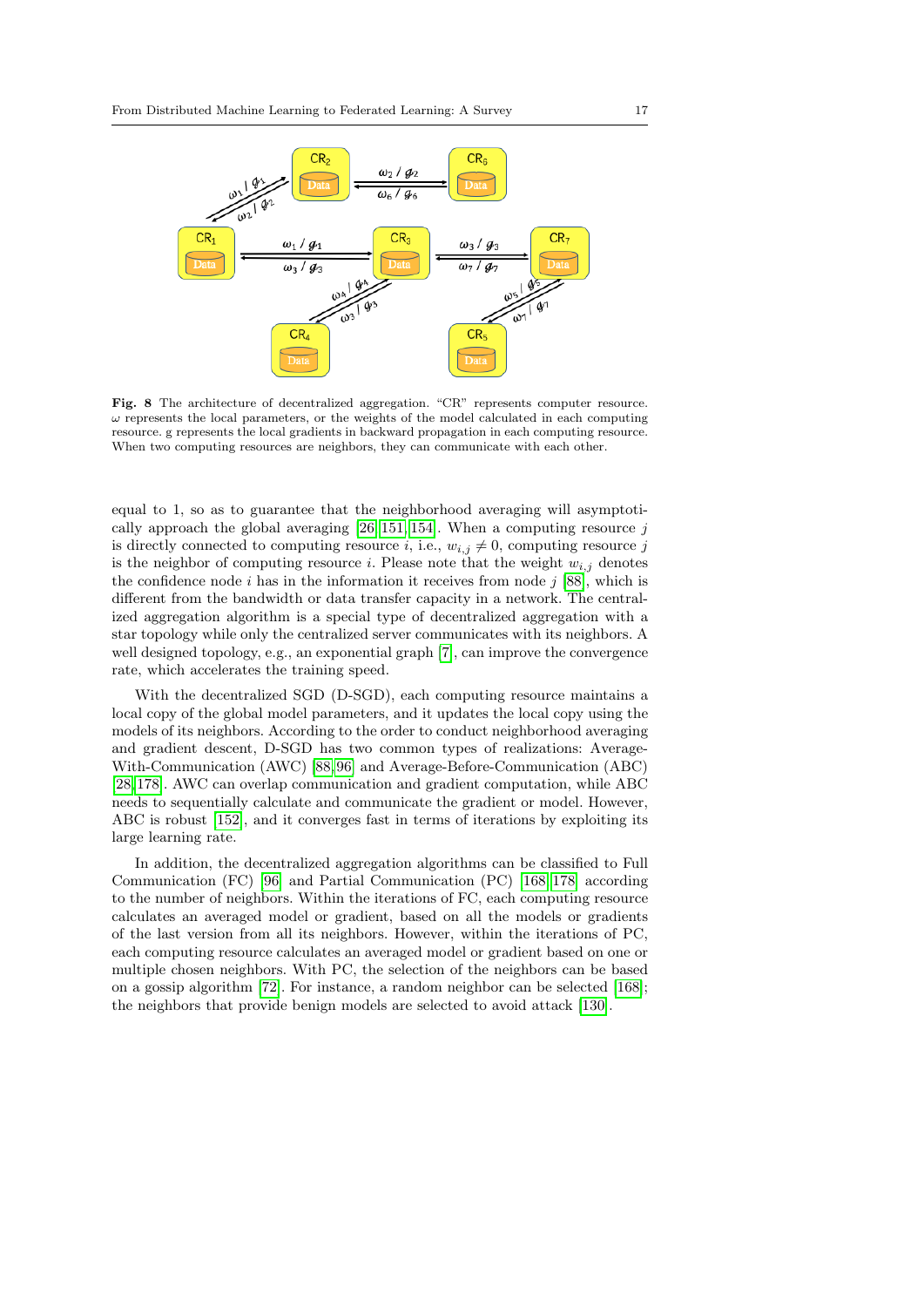CR$_2$
Data
CR$_6$
Data
$\omega_2$ / $g_2$
$\omega_6$ / $g_6$
$\omega_1$ / $g_1$
$\omega_2$ / $g_2$
CR$_1$
Data
CR$_3$
Data
CR$_7$
Data
$\omega_1$ / $g_1$
$\omega_3$ / $g_3$
$\omega_3$ / $g_3$
$\omega_7$ / $g_7$
$\omega_4$ / $g_4$
$\omega_3$ / $g_3$
$\omega_5$ / $g_5$
$\omega_7$ / $g_7$
CR$_4$
Data
CR$_5$
Data

**Fig. 8** The architecture of decentralized aggregation. "CR" represents computer resource. $\omega$ represents the local parameters, or the weights of the model calculated in each computing resource. g represents the local gradients in backward propagation in each computing resource. When two computing resources are neighbors, they can communicate with each other.

equal to 1, so as to guarantee that the neighborhood averaging will asymptotically approach the global averaging [26, 151, 154]. When a computing resource $j$ is directly connected to computing resource $i$, i.e., $w_{i,j} \neq 0$, computing resource $j$ is the neighbor of computing resource $i$. Please note that the weight $w_{i,j}$ denotes the confidence node $i$ has in the information it receives from node $j$ [88], which is different from the bandwidth or data transfer capacity in a network. The centralized aggregation algorithm is a special type of decentralized aggregation with a star topology while only the centralized server communicates with its neighbors. A well designed topology, e.g., an exponential graph [7], can improve the convergence rate, which accelerates the training speed.

With the decentralized SGD (D-SGD), each computing resource maintains a local copy of the global model parameters, and it updates the local copy using the models of its neighbors. According to the order to conduct neighborhood averaging and gradient descent, D-SGD has two common types of realizations: Average-With-Communication (AWC) [88, 96] and Average-Before-Communication (ABC) [28, 178]. AWC can overlap communication and gradient computation, while ABC needs to sequentially calculate and communicate the gradient or model. However, ABC is robust [152], and it converges fast in terms of iterations by exploiting its large learning rate.

In addition, the decentralized aggregation algorithms can be classified to Full Communication (FC) [96] and Partial Communication (PC) [168, 178] according to the number of neighbors. Within the iterations of FC, each computing resource calculates an averaged model or gradient, based on all the models or gradients of the last version from all its neighbors. However, within the iterations of PC, each computing resource calculates an averaged model or gradient based on one or multiple chosen neighbors. With PC, the selection of the neighbors can be based on a gossip algorithm [72]. For instance, a random neighbor can be selected [168]; the neighbors that provide benign models are selected to avoid attack [130].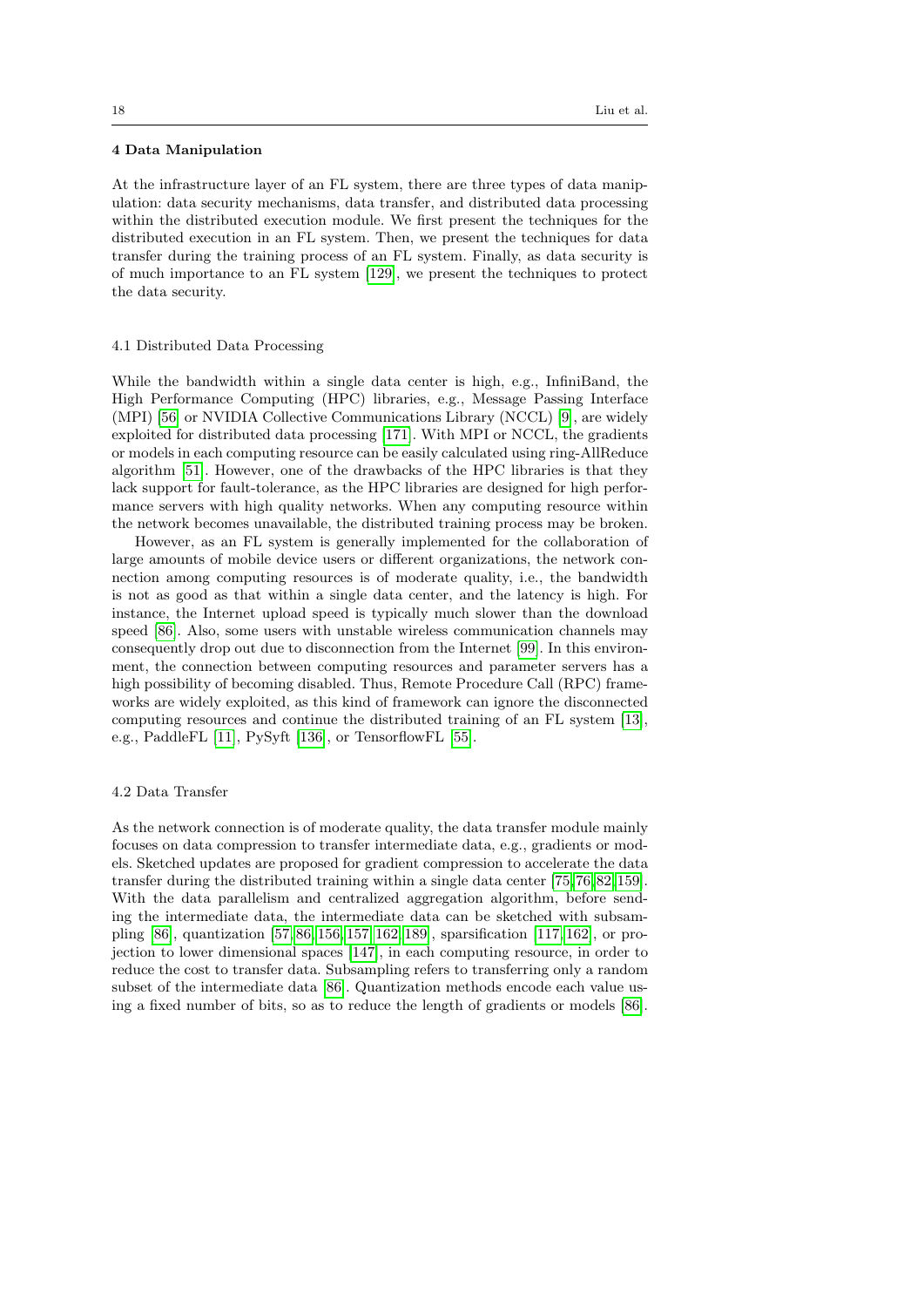## 4 Data Manipulation

At the infrastructure layer of an FL system, there are three types of data manipulation: data security mechanisms, data transfer, and distributed data processing within the distributed execution module. We first present the techniques for the distributed execution in an FL system. Then, we present the techniques for data transfer during the training process of an FL system. Finally, as data security is of much importance to an FL system [129], we present the techniques to protect the data security.

### 4.1 Distributed Data Processing

While the bandwidth within a single data center is high, e.g., InfiniBand, the High Performance Computing (HPC) libraries, e.g., Message Passing Interface (MPI) [56] or NVIDIA Collective Communications Library (NCCL) [9], are widely exploited for distributed data processing [171]. With MPI or NCCL, the gradients or models in each computing resource can be easily calculated using ring-AllReduce algorithm [51]. However, one of the drawbacks of the HPC libraries is that they lack support for fault-tolerance, as the HPC libraries are designed for high performance servers with high quality networks. When any computing resource within the network becomes unavailable, the distributed training process may be broken.

However, as an FL system is generally implemented for the collaboration of large amounts of mobile device users or different organizations, the network connection among computing resources is of moderate quality, i.e., the bandwidth is not as good as that within a single data center, and the latency is high. For instance, the Internet upload speed is typically much slower than the download speed [86]. Also, some users with unstable wireless communication channels may consequently drop out due to disconnection from the Internet [99]. In this environment, the connection between computing resources and parameter servers has a high possibility of becoming disabled. Thus, Remote Procedure Call (RPC) frameworks are widely exploited, as this kind of framework can ignore the disconnected computing resources and continue the distributed training of an FL system [13], e.g., PaddleFL [11], PySyft [136], or TensorflowFL [55].

### 4.2 Data Transfer

As the network connection is of moderate quality, the data transfer module mainly focuses on data compression to transfer intermediate data, e.g., gradients or models. Sketched updates are proposed for gradient compression to accelerate the data transfer during the distributed training within a single data center [75, 76, 82, 159]. With the data parallelism and centralized aggregation algorithm, before sending the intermediate data, the intermediate data can be sketched with subsampling [86], quantization [57, 86, 156, 157, 162, 189], sparsification [117, 162], or projection to lower dimensional spaces [147], in each computing resource, in order to reduce the cost to transfer data. Subsampling refers to transferring only a random subset of the intermediate data [86]. Quantization methods encode each value using a fixed number of bits, so as to reduce the length of gradients or models [86].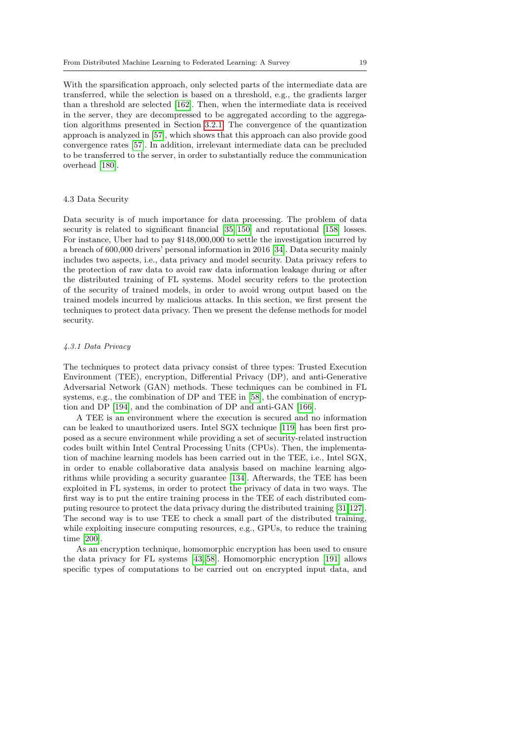With the sparsification approach, only selected parts of the intermediate data are transferred, while the selection is based on a threshold, e.g., the gradients larger than a threshold are selected [162]. Then, when the intermediate data is received in the server, they are decompressed to be aggregated according to the aggregation algorithms presented in Section 3.2.1. The convergence of the quantization approach is analyzed in [57], which shows that this approach can also provide good convergence rates [57]. In addition, irrelevant intermediate data can be precluded to be transferred to the server, in order to substantially reduce the communication overhead [180].

## 4.3 Data Security

Data security is of much importance for data processing. The problem of data security is related to significant financial [35, 150] and reputational [158] losses. For instance, Uber had to pay $148,000,000 to settle the investigation incurred by a breach of 600,000 drivers' personal information in 2016 [34]. Data security mainly includes two aspects, i.e., data privacy and model security. Data privacy refers to the protection of raw data to avoid raw data information leakage during or after the distributed training of FL systems. Model security refers to the protection of the security of trained models, in order to avoid wrong output based on the trained models incurred by malicious attacks. In this section, we first present the techniques to protect data privacy. Then we present the defense methods for model security.

### *4.3.1 Data Privacy*

The techniques to protect data privacy consist of three types: Trusted Execution Environment (TEE), encryption, Differential Privacy (DP), and anti-Generative Adversarial Network (GAN) methods. These techniques can be combined in FL systems, e.g., the combination of DP and TEE in [58], the combination of encryption and DP [194], and the combination of DP and anti-GAN [166].

A TEE is an environment where the execution is secured and no information can be leaked to unauthorized users. Intel SGX technique [119] has been first proposed as a secure environment while providing a set of security-related instruction codes built within Intel Central Processing Units (CPUs). Then, the implementation of machine learning models has been carried out in the TEE, i.e., Intel SGX, in order to enable collaborative data analysis based on machine learning algorithms while providing a security guarantee [134]. Afterwards, the TEE has been exploited in FL systems, in order to protect the privacy of data in two ways. The first way is to put the entire training process in the TEE of each distributed computing resource to protect the data privacy during the distributed training [31, 127]. The second way is to use TEE to check a small part of the distributed training, while exploiting insecure computing resources, e.g., GPUs, to reduce the training time [200].

As an encryption technique, homomorphic encryption has been used to ensure the data privacy for FL systems [43, 58]. Homomorphic encryption [191] allows specific types of computations to be carried out on encrypted input data, and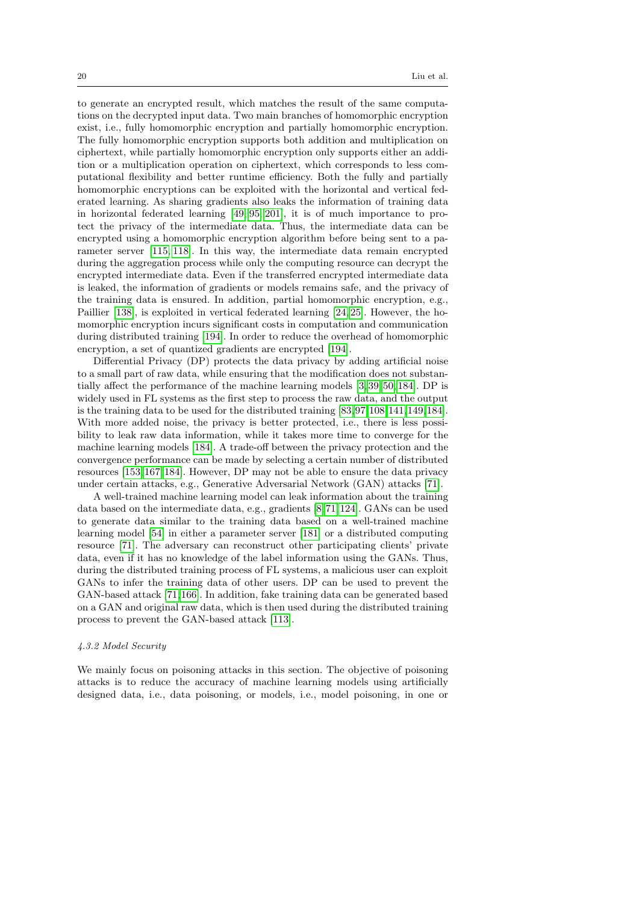to generate an encrypted result, which matches the result of the same computations on the decrypted input data. Two main branches of homomorphic encryption exist, i.e., fully homomorphic encryption and partially homomorphic encryption. The fully homomorphic encryption supports both addition and multiplication on ciphertext, while partially homomorphic encryption only supports either an addition or a multiplication operation on ciphertext, which corresponds to less computational flexibility and better runtime efficiency. Both the fully and partially homomorphic encryptions can be exploited with the horizontal and vertical federated learning. As sharing gradients also leaks the information of training data in horizontal federated learning [49, 95, 201], it is of much importance to protect the privacy of the intermediate data. Thus, the intermediate data can be encrypted using a homomorphic encryption algorithm before being sent to a parameter server [115, 118]. In this way, the intermediate data remain encrypted during the aggregation process while only the computing resource can decrypt the encrypted intermediate data. Even if the transferred encrypted intermediate data is leaked, the information of gradients or models remains safe, and the privacy of the training data is ensured. In addition, partial homomorphic encryption, e.g., Paillier [138], is exploited in vertical federated learning [24, 25]. However, the homomorphic encryption incurs significant costs in computation and communication during distributed training [194]. In order to reduce the overhead of homomorphic encryption, a set of quantized gradients are encrypted [194].

Differential Privacy (DP) protects the data privacy by adding artificial noise to a small part of raw data, while ensuring that the modification does not substantially affect the performance of the machine learning models [3, 39, 50, 184]. DP is widely used in FL systems as the first step to process the raw data, and the output is the training data to be used for the distributed training [83, 97, 108, 141, 149, 184]. With more added noise, the privacy is better protected, i.e., there is less possibility to leak raw data information, while it takes more time to converge for the machine learning models [184]. A trade-off between the privacy protection and the convergence performance can be made by selecting a certain number of distributed resources [153, 167, 184]. However, DP may not be able to ensure the data privacy under certain attacks, e.g., Generative Adversarial Network (GAN) attacks [71].

A well-trained machine learning model can leak information about the training data based on the intermediate data, e.g., gradients [8, 71, 124]. GANs can be used to generate data similar to the training data based on a well-trained machine learning model [54] in either a parameter server [181] or a distributed computing resource [71]. The adversary can reconstruct other participating clients' private data, even if it has no knowledge of the label information using the GANs. Thus, during the distributed training process of FL systems, a malicious user can exploit GANs to infer the training data of other users. DP can be used to prevent the GAN-based attack [71, 166]. In addition, fake training data can be generated based on a GAN and original raw data, which is then used during the distributed training process to prevent the GAN-based attack [113].

#### *4.3.2 Model Security*

We mainly focus on poisoning attacks in this section. The objective of poisoning attacks is to reduce the accuracy of machine learning models using artificially designed data, i.e., data poisoning, or models, i.e., model poisoning, in one or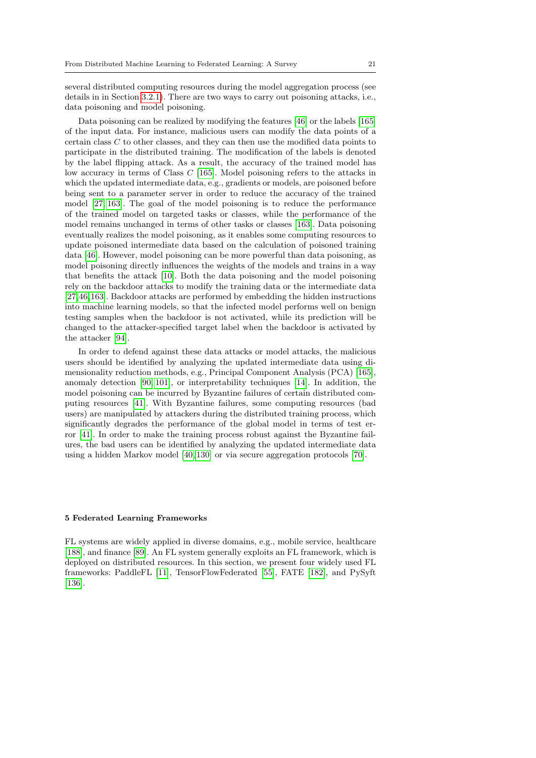several distributed computing resources during the model aggregation process (see details in in Section 3.2.1). There are two ways to carry out poisoning attacks, i.e., data poisoning and model poisoning.

Data poisoning can be realized by modifying the features [46] or the labels [165] of the input data. For instance, malicious users can modify the data points of a certain class $C$ to other classes, and they can then use the modified data points to participate in the distributed training. The modification of the labels is denoted by the label flipping attack. As a result, the accuracy of the trained model has low accuracy in terms of Class $C$ [165]. Model poisoning refers to the attacks in which the updated intermediate data, e.g., gradients or models, are poisoned before being sent to a parameter server in order to reduce the accuracy of the trained model [27, 163]. The goal of the model poisoning is to reduce the performance of the trained model on targeted tasks or classes, while the performance of the model remains unchanged in terms of other tasks or classes [163]. Data poisoning eventually realizes the model poisoning, as it enables some computing resources to update poisoned intermediate data based on the calculation of poisoned training data [46]. However, model poisoning can be more powerful than data poisoning, as model poisoning directly influences the weights of the models and trains in a way that benefits the attack [10]. Both the data poisoning and the model poisoning rely on the backdoor attacks to modify the training data or the intermediate data [27,46,163]. Backdoor attacks are performed by embedding the hidden instructions into machine learning models, so that the infected model performs well on benign testing samples when the backdoor is not activated, while its prediction will be changed to the attacker-specified target label when the backdoor is activated by the attacker [94].

In order to defend against these data attacks or model attacks, the malicious users should be identified by analyzing the updated intermediate data using dimensionality reduction methods, e.g., Principal Component Analysis (PCA) [165], anomaly detection [90, 101], or interpretability techniques [14]. In addition, the model poisoning can be incurred by Byzantine failures of certain distributed computing resources [41]. With Byzantine failures, some computing resources (bad users) are manipulated by attackers during the distributed training process, which significantly degrades the performance of the global model in terms of test error [41]. In order to make the training process robust against the Byzantine failures, the bad users can be identified by analyzing the updated intermediate data using a hidden Markov model [40,130] or via secure aggregation protocols [70].

## 5 Federated Learning Frameworks

FL systems are widely applied in diverse domains, e.g., mobile service, healthcare [188], and finance [89]. An FL system generally exploits an FL framework, which is deployed on distributed resources. In this section, we present four widely used FL frameworks: PaddleFL [11], TensorFlowFederated [55], FATE [182], and PySyft [136].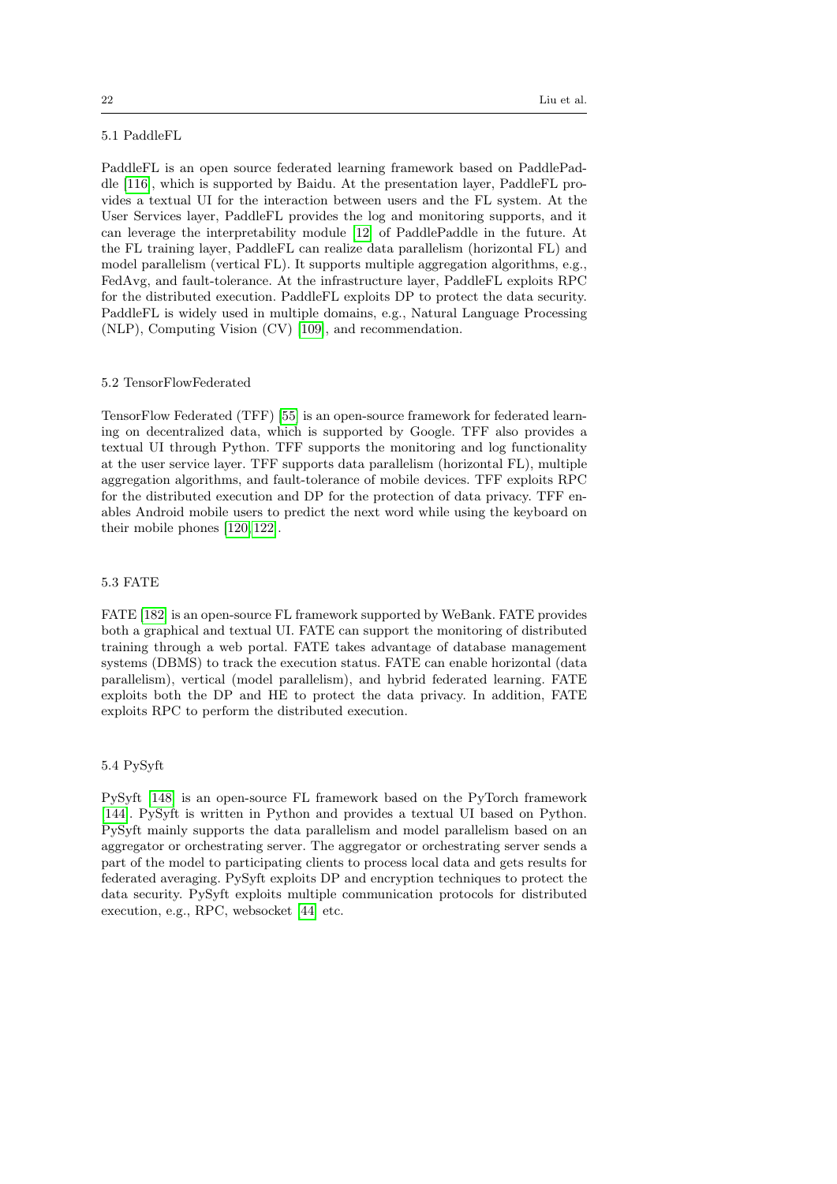### 5.1 PaddleFL

PaddleFL is an open source federated learning framework based on PaddlePaddle [116], which is supported by Baidu. At the presentation layer, PaddleFL provides a textual UI for the interaction between users and the FL system. At the User Services layer, PaddleFL provides the log and monitoring supports, and it can leverage the interpretability module [12] of PaddlePaddle in the future. At the FL training layer, PaddleFL can realize data parallelism (horizontal FL) and model parallelism (vertical FL). It supports multiple aggregation algorithms, e.g., FedAvg, and fault-tolerance. At the infrastructure layer, PaddleFL exploits RPC for the distributed execution. PaddleFL exploits DP to protect the data security. PaddleFL is widely used in multiple domains, e.g., Natural Language Processing (NLP), Computing Vision (CV) [109], and recommendation.

### 5.2 TensorFlowFederated

TensorFlow Federated (TFF) [55] is an open-source framework for federated learning on decentralized data, which is supported by Google. TFF also provides a textual UI through Python. TFF supports the monitoring and log functionality at the user service layer. TFF supports data parallelism (horizontal FL), multiple aggregation algorithms, and fault-tolerance of mobile devices. TFF exploits RPC for the distributed execution and DP for the protection of data privacy. TFF enables Android mobile users to predict the next word while using the keyboard on their mobile phones [120,122].

### 5.3 FATE

FATE [182] is an open-source FL framework supported by WeBank. FATE provides both a graphical and textual UI. FATE can support the monitoring of distributed training through a web portal. FATE takes advantage of database management systems (DBMS) to track the execution status. FATE can enable horizontal (data parallelism), vertical (model parallelism), and hybrid federated learning. FATE exploits both the DP and HE to protect the data privacy. In addition, FATE exploits RPC to perform the distributed execution.

### 5.4 PySyft

PySyft [148] is an open-source FL framework based on the PyTorch framework [144]. PySyft is written in Python and provides a textual UI based on Python. PySyft mainly supports the data parallelism and model parallelism based on an aggregator or orchestrating server. The aggregator or orchestrating server sends a part of the model to participating clients to process local data and gets results for federated averaging. PySyft exploits DP and encryption techniques to protect the data security. PySyft exploits multiple communication protocols for distributed execution, e.g., RPC, websocket [44] etc.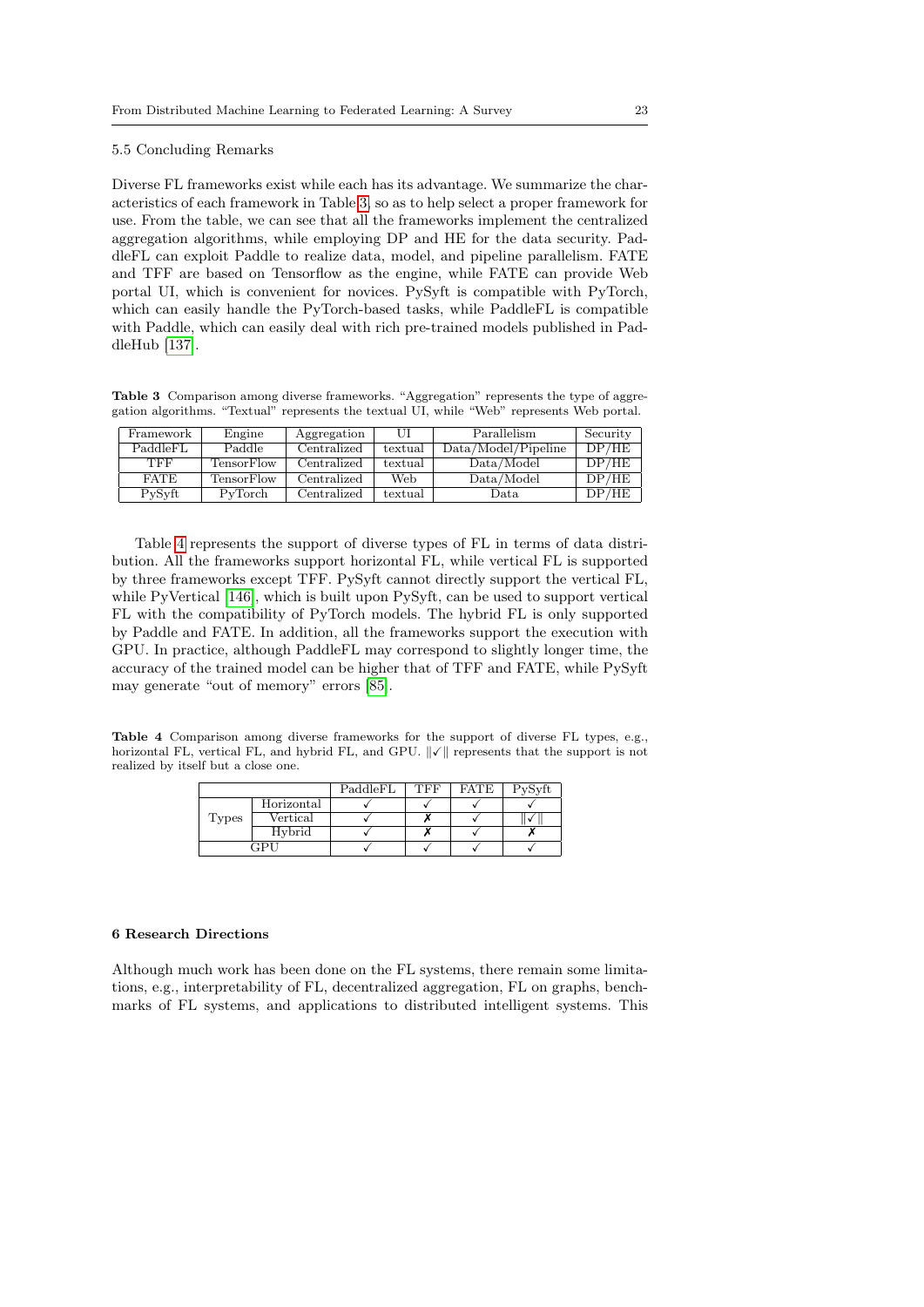### 5.5 Concluding Remarks

Diverse FL frameworks exist while each has its advantage. We summarize the characteristics of each framework in Table 3, so as to help select a proper framework for use. From the table, we can see that all the frameworks implement the centralized aggregation algorithms, while employing DP and HE for the data security. PaddleFL can exploit Paddle to realize data, model, and pipeline parallelism. FATE and TFF are based on Tensorflow as the engine, while FATE can provide Web portal UI, which is convenient for novices. PySyft is compatible with PyTorch, which can easily handle the PyTorch-based tasks, while PaddleFL is compatible with Paddle, which can easily deal with rich pre-trained models published in PaddleHub [137].

**Table 3** Comparison among diverse frameworks. "Aggregation" represents the type of aggregation algorithms. "Textual" represents the textual UI, while "Web" represents Web portal.

| Framework | Engine | Aggregation | UI | Parallelism | Security |
|---|---|---|---|---|---|
| PaddleFL | Paddle | Centralized | textual | Data/Model/Pipeline | DP/HE |
| TFF | TensorFlow | Centralized | textual | Data/Model | DP/HE |
| FATE | TensorFlow | Centralized | Web | Data/Model | DP/HE |
| PySyft | PyTorch | Centralized | textual | Data | DP/HE |

Table 4 represents the support of diverse types of FL in terms of data distribution. All the frameworks support horizontal FL, while vertical FL is supported by three frameworks except TFF. PySyft cannot directly support the vertical FL, while PyVertical [146], which is built upon PySyft, can be used to support vertical FL with the compatibility of PyTorch models. The hybrid FL is only supported by Paddle and FATE. In addition, all the frameworks support the execution with GPU. In practice, although PaddleFL may correspond to slightly longer time, the accuracy of the trained model can be higher that of TFF and FATE, while PySyft may generate "out of memory" errors [85].

**Table 4** Comparison among diverse frameworks for the support of diverse FL types, e.g., horizontal FL, vertical FL, and hybrid FL, and GPU. ‖✓‖ represents that the support is not realized by itself but a close one.

| | | PaddleFL | TFF | FATE | PySyft |
|---|---|---|---|---|---|
| Types | Horizontal | ✓ | ✓ | ✓ | ✓ |
| | Vertical | ✓ | ✗ | ✓ | ‖✓‖ |
| | Hybrid | ✓ | ✗ | ✓ | ✗ |
| GPU | | ✓ | ✓ | ✓ | ✓ |

## 6 Research Directions

Although much work has been done on the FL systems, there remain some limitations, e.g., interpretability of FL, decentralized aggregation, FL on graphs, benchmarks of FL systems, and applications to distributed intelligent systems. This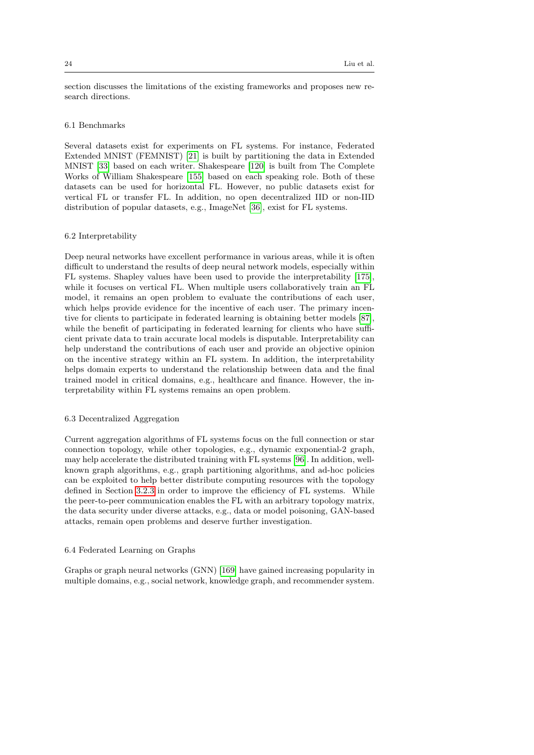section discusses the limitations of the existing frameworks and proposes new research directions.

### 6.1 Benchmarks

Several datasets exist for experiments on FL systems. For instance, Federated Extended MNIST (FEMNIST) [21] is built by partitioning the data in Extended MNIST [33] based on each writer. Shakespeare [120] is built from The Complete Works of William Shakespeare [155] based on each speaking role. Both of these datasets can be used for horizontal FL. However, no public datasets exist for vertical FL or transfer FL. In addition, no open decentralized IID or non-IID distribution of popular datasets, e.g., ImageNet [36], exist for FL systems.

### 6.2 Interpretability

Deep neural networks have excellent performance in various areas, while it is often difficult to understand the results of deep neural network models, especially within FL systems. Shapley values have been used to provide the interpretability [175], while it focuses on vertical FL. When multiple users collaboratively train an FL model, it remains an open problem to evaluate the contributions of each user, which helps provide evidence for the incentive of each user. The primary incentive for clients to participate in federated learning is obtaining better models [87], while the benefit of participating in federated learning for clients who have sufficient private data to train accurate local models is disputable. Interpretability can help understand the contributions of each user and provide an objective opinion on the incentive strategy within an FL system. In addition, the interpretability helps domain experts to understand the relationship between data and the final trained model in critical domains, e.g., healthcare and finance. However, the interpretability within FL systems remains an open problem.

### 6.3 Decentralized Aggregation

Current aggregation algorithms of FL systems focus on the full connection or star connection topology, while other topologies, e.g., dynamic exponential-2 graph, may help accelerate the distributed training with FL systems [96]. In addition, well-known graph algorithms, e.g., graph partitioning algorithms, and ad-hoc policies can be exploited to help better distribute computing resources with the topology defined in Section 3.2.3 in order to improve the efficiency of FL systems. While the peer-to-peer communication enables the FL with an arbitrary topology matrix, the data security under diverse attacks, e.g., data or model poisoning, GAN-based attacks, remain open problems and deserve further investigation.

### 6.4 Federated Learning on Graphs

Graphs or graph neural networks (GNN) [169] have gained increasing popularity in multiple domains, e.g., social network, knowledge graph, and recommender system.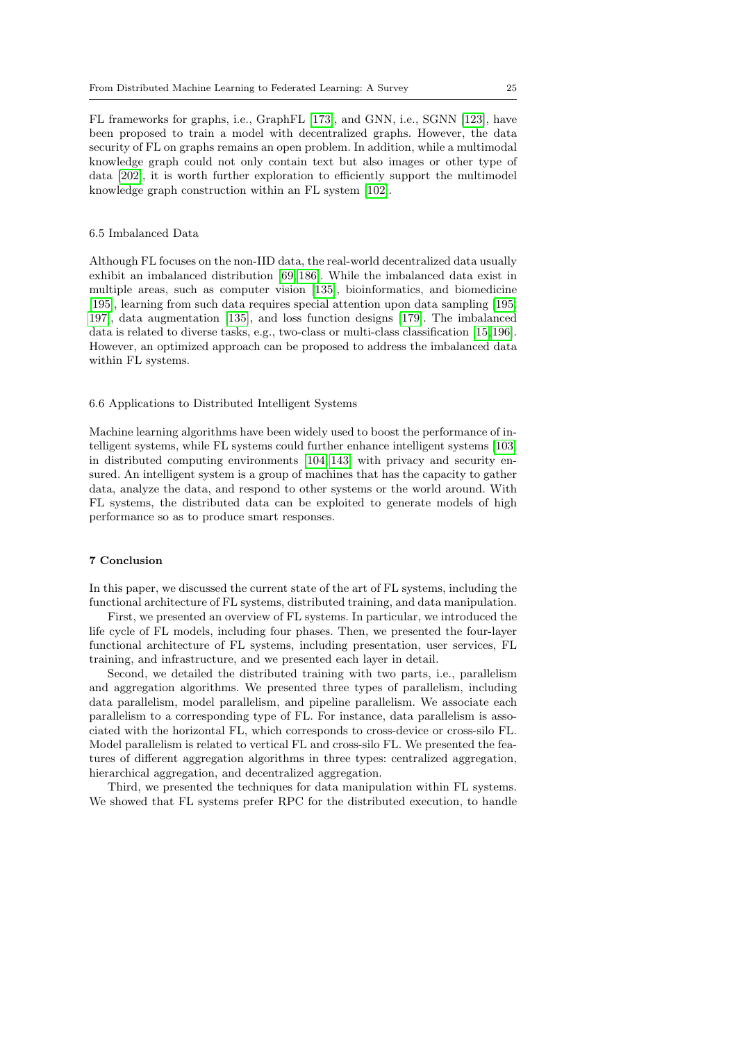FL frameworks for graphs, i.e., GraphFL [173], and GNN, i.e., SGNN [123], have been proposed to train a model with decentralized graphs. However, the data security of FL on graphs remains an open problem. In addition, while a multimodal knowledge graph could not only contain text but also images or other type of data [202], it is worth further exploration to efficiently support the multimodel knowledge graph construction within an FL system [102].

### 6.5 Imbalanced Data

Although FL focuses on the non-IID data, the real-world decentralized data usually exhibit an imbalanced distribution [69,186]. While the imbalanced data exist in multiple areas, such as computer vision [135], bioinformatics, and biomedicine [195], learning from such data requires special attention upon data sampling [195, 197], data augmentation [135], and loss function designs [179]. The imbalanced data is related to diverse tasks, e.g., two-class or multi-class classification [15,196]. However, an optimized approach can be proposed to address the imbalanced data within FL systems.

### 6.6 Applications to Distributed Intelligent Systems

Machine learning algorithms have been widely used to boost the performance of intelligent systems, while FL systems could further enhance intelligent systems [103] in distributed computing environments [104,143] with privacy and security ensured. An intelligent system is a group of machines that has the capacity to gather data, analyze the data, and respond to other systems or the world around. With FL systems, the distributed data can be exploited to generate models of high performance so as to produce smart responses.

## 7 Conclusion

In this paper, we discussed the current state of the art of FL systems, including the functional architecture of FL systems, distributed training, and data manipulation.

First, we presented an overview of FL systems. In particular, we introduced the life cycle of FL models, including four phases. Then, we presented the four-layer functional architecture of FL systems, including presentation, user services, FL training, and infrastructure, and we presented each layer in detail.

Second, we detailed the distributed training with two parts, i.e., parallelism and aggregation algorithms. We presented three types of parallelism, including data parallelism, model parallelism, and pipeline parallelism. We associate each parallelism to a corresponding type of FL. For instance, data parallelism is associated with the horizontal FL, which corresponds to cross-device or cross-silo FL. Model parallelism is related to vertical FL and cross-silo FL. We presented the features of different aggregation algorithms in three types: centralized aggregation, hierarchical aggregation, and decentralized aggregation.

Third, we presented the techniques for data manipulation within FL systems. We showed that FL systems prefer RPC for the distributed execution, to handle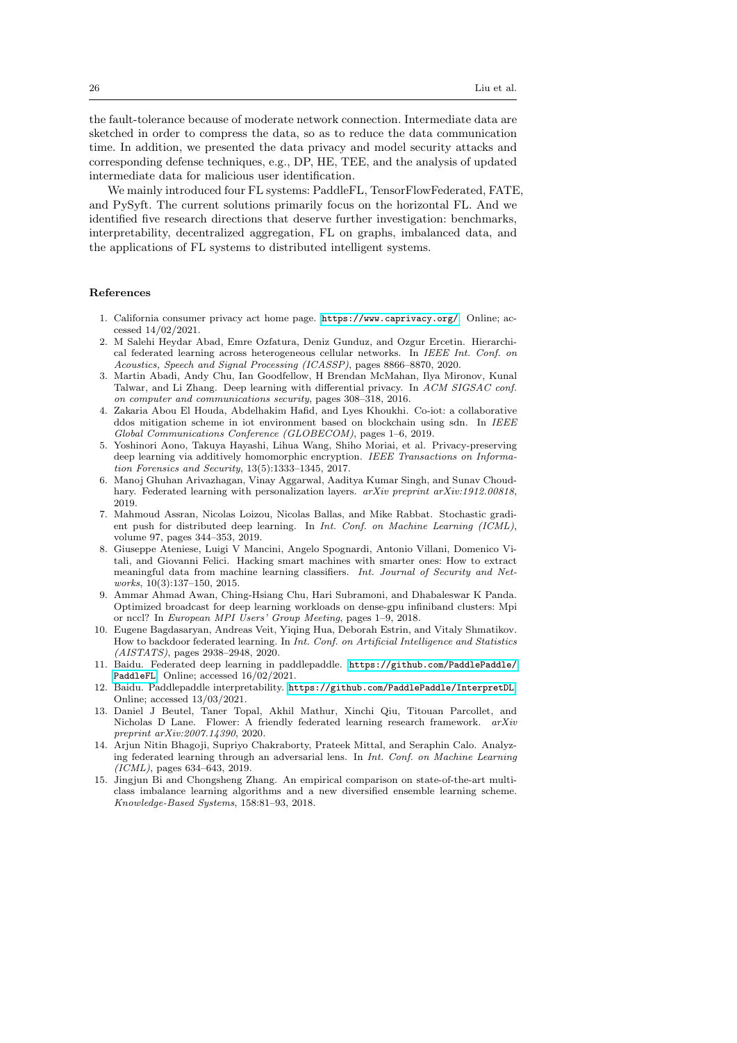the fault-tolerance because of moderate network connection. Intermediate data are sketched in order to compress the data, so as to reduce the data communication time. In addition, we presented the data privacy and model security attacks and corresponding defense techniques, e.g., DP, HE, TEE, and the analysis of updated intermediate data for malicious user identification.

We mainly introduced four FL systems: PaddleFL, TensorFlowFederated, FATE, and PySyft. The current solutions primarily focus on the horizontal FL. And we identified five research directions that deserve further investigation: benchmarks, interpretability, decentralized aggregation, FL on graphs, imbalanced data, and the applications of FL systems to distributed intelligent systems.

## References

1. California consumer privacy act home page. https://www.caprivacy.org/. Online; accessed 14/02/2021.
2. M Salehi Heydar Abad, Emre Ozfatura, Deniz Gunduz, and Ozgur Ercetin. Hierarchical federated learning across heterogeneous cellular networks. In *IEEE Int. Conf. on Acoustics, Speech and Signal Processing (ICASSP)*, pages 8866–8870, 2020.
3. Martin Abadi, Andy Chu, Ian Goodfellow, H Brendan McMahan, Ilya Mironov, Kunal Talwar, and Li Zhang. Deep learning with differential privacy. In *ACM SIGSAC conf. on computer and communications security*, pages 308–318, 2016.
4. Zakaria Abou El Houda, Abdelhakim Hafid, and Lyes Khoukhi. Co-iot: a collaborative ddos mitigation scheme in iot environment based on blockchain using sdn. In *IEEE Global Communications Conference (GLOBECOM)*, pages 1–6, 2019.
5. Yoshinori Aono, Takuya Hayashi, Lihua Wang, Shiho Moriai, et al. Privacy-preserving deep learning via additively homomorphic encryption. *IEEE Transactions on Information Forensics and Security*, 13(5):1333–1345, 2017.
6. Manoj Ghuhan Arivazhagan, Vinay Aggarwal, Aaditya Kumar Singh, and Sunav Choudhary. Federated learning with personalization layers. *arXiv preprint arXiv:1912.00818*, 2019.
7. Mahmoud Assran, Nicolas Loizou, Nicolas Ballas, and Mike Rabbat. Stochastic gradient push for distributed deep learning. In *Int. Conf. on Machine Learning (ICML)*, volume 97, pages 344–353, 2019.
8. Giuseppe Ateniese, Luigi V Mancini, Angelo Spognardi, Antonio Villani, Domenico Vitali, and Giovanni Felici. Hacking smart machines with smarter ones: How to extract meaningful data from machine learning classifiers. *Int. Journal of Security and Networks*, 10(3):137–150, 2015.
9. Ammar Ahmad Awan, Ching-Hsiang Chu, Hari Subramoni, and Dhabaleswar K Panda. Optimized broadcast for deep learning workloads on dense-gpu infiniband clusters: Mpi or nccl? In *European MPI Users' Group Meeting*, pages 1–9, 2018.
10. Eugene Bagdasaryan, Andreas Veit, Yiqing Hua, Deborah Estrin, and Vitaly Shmatikov. How to backdoor federated learning. In *Int. Conf. on Artificial Intelligence and Statistics (AISTATS)*, pages 2938–2948, 2020.
11. Baidu. Federated deep learning in paddlepaddle. https://github.com/PaddlePaddle/PaddleFL. Online; accessed 16/02/2021.
12. Baidu. Paddlepaddle interpretability. https://github.com/PaddlePaddle/InterpretDL. Online; accessed 13/03/2021.
13. Daniel J Beutel, Taner Topal, Akhil Mathur, Xinchi Qiu, Titouan Parcollet, and Nicholas D Lane. Flower: A friendly federated learning research framework. *arXiv preprint arXiv:2007.14390*, 2020.
14. Arjun Nitin Bhagoji, Supriyo Chakraborty, Prateek Mittal, and Seraphin Calo. Analyzing federated learning through an adversarial lens. In *Int. Conf. on Machine Learning (ICML)*, pages 634–643, 2019.
15. Jingjun Bi and Chongsheng Zhang. An empirical comparison on state-of-the-art multi-class imbalance learning algorithms and a new diversified ensemble learning scheme. *Knowledge-Based Systems*, 158:81–93, 2018.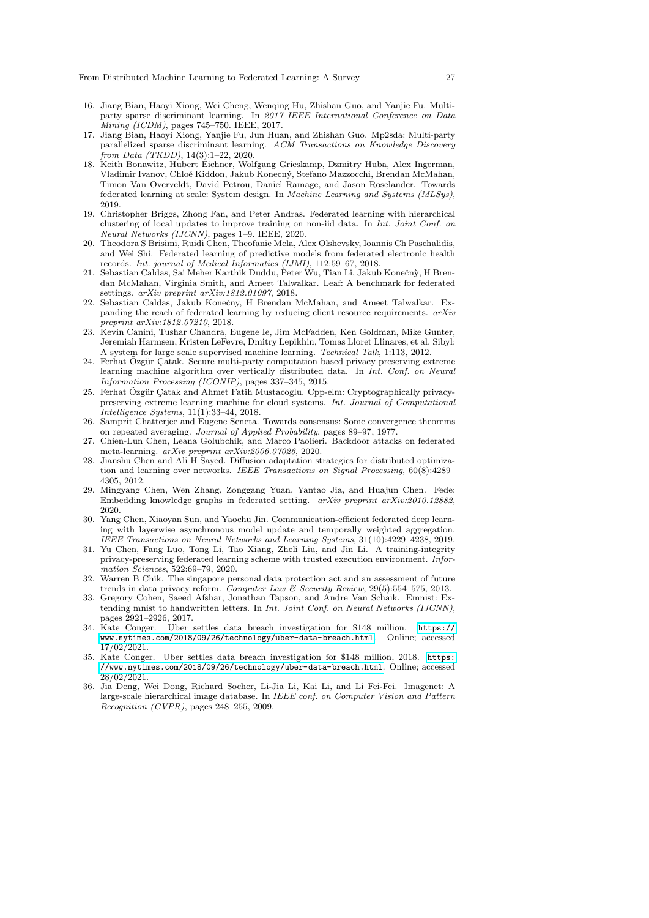16. Jiang Bian, Haoyi Xiong, Wei Cheng, Wenqing Hu, Zhishan Guo, and Yanjie Fu. Multi-party sparse discriminant learning. In *2017 IEEE International Conference on Data Mining (ICDM)*, pages 745–750. IEEE, 2017.
17. Jiang Bian, Haoyi Xiong, Yanjie Fu, Jun Huan, and Zhishan Guo. Mp2sda: Multi-party parallelized sparse discriminant learning. *ACM Transactions on Knowledge Discovery from Data (TKDD)*, 14(3):1–22, 2020.
18. Keith Bonawitz, Hubert Eichner, Wolfgang Grieskamp, Dzmitry Huba, Alex Ingerman, Vladimir Ivanov, Chloé Kiddon, Jakub Konecný, Stefano Mazzocchi, Brendan McMahan, Timon Van Overveldt, David Petrou, Daniel Ramage, and Jason Roselander. Towards federated learning at scale: System design. In *Machine Learning and Systems (MLSys)*, 2019.
19. Christopher Briggs, Zhong Fan, and Peter Andras. Federated learning with hierarchical clustering of local updates to improve training on non-iid data. In *Int. Joint Conf. on Neural Networks (IJCNN)*, pages 1–9. IEEE, 2020.
20. Theodora S Brisimi, Ruidi Chen, Theofanie Mela, Alex Olshevsky, Ioannis Ch Paschalidis, and Wei Shi. Federated learning of predictive models from federated electronic health records. *Int. journal of Medical Informatics (IJMI)*, 112:59–67, 2018.
21. Sebastian Caldas, Sai Meher Karthik Duddu, Peter Wu, Tian Li, Jakub Konečnỳ, H Brendan McMahan, Virginia Smith, and Ameet Talwalkar. Leaf: A benchmark for federated settings. *arXiv preprint arXiv:1812.01097*, 2018.
22. Sebastian Caldas, Jakub Konečny, H Brendan McMahan, and Ameet Talwalkar. Expanding the reach of federated learning by reducing client resource requirements. *arXiv preprint arXiv:1812.07210*, 2018.
23. Kevin Canini, Tushar Chandra, Eugene Ie, Jim McFadden, Ken Goldman, Mike Gunter, Jeremiah Harmsen, Kristen LeFevre, Dmitry Lepikhin, Tomas Lloret Llinares, et al. Sibyl: A system for large scale supervised machine learning. *Technical Talk*, 1:113, 2012.
24. Ferhat Özgür Çatak. Secure multi-party computation based privacy preserving extreme learning machine algorithm over vertically distributed data. In *Int. Conf. on Neural Information Processing (ICONIP)*, pages 337–345, 2015.
25. Ferhat Özgür Çatak and Ahmet Fatih Mustacoglu. Cpp-elm: Cryptographically privacy-preserving extreme learning machine for cloud systems. *Int. Journal of Computational Intelligence Systems*, 11(1):33–44, 2018.
26. Samprit Chatterjee and Eugene Seneta. Towards consensus: Some convergence theorems on repeated averaging. *Journal of Applied Probability*, pages 89–97, 1977.
27. Chien-Lun Chen, Leana Golubchik, and Marco Paolieri. Backdoor attacks on federated meta-learning. *arXiv preprint arXiv:2006.07026*, 2020.
28. Jianshu Chen and Ali H Sayed. Diffusion adaptation strategies for distributed optimization and learning over networks. *IEEE Transactions on Signal Processing*, 60(8):4289–4305, 2012.
29. Mingyang Chen, Wen Zhang, Zonggang Yuan, Yantao Jia, and Huajun Chen. Fede: Embedding knowledge graphs in federated setting. *arXiv preprint arXiv:2010.12882*, 2020.
30. Yang Chen, Xiaoyan Sun, and Yaochu Jin. Communication-efficient federated deep learning with layerwise asynchronous model update and temporally weighted aggregation. *IEEE Transactions on Neural Networks and Learning Systems*, 31(10):4229–4238, 2019.
31. Yu Chen, Fang Luo, Tong Li, Tao Xiang, Zheli Liu, and Jin Li. A training-integrity privacy-preserving federated learning scheme with trusted execution environment. *Information Sciences*, 522:69–79, 2020.
32. Warren B Chik. The singapore personal data protection act and an assessment of future trends in data privacy reform. *Computer Law & Security Review*, 29(5):554–575, 2013.
33. Gregory Cohen, Saeed Afshar, Jonathan Tapson, and Andre Van Schaik. Emnist: Extending mnist to handwritten letters. In *Int. Joint Conf. on Neural Networks (IJCNN)*, pages 2921–2926, 2017.
34. Kate Conger. Uber settles data breach investigation for $148 million. https://www.nytimes.com/2018/09/26/technology/uber-data-breach.html. Online; accessed 17/02/2021.
35. Kate Conger. Uber settles data breach investigation for $148 million, 2018. https://www.nytimes.com/2018/09/26/technology/uber-data-breach.html. Online; accessed 28/02/2021.
36. Jia Deng, Wei Dong, Richard Socher, Li-Jia Li, Kai Li, and Li Fei-Fei. Imagenet: A large-scale hierarchical image database. In *IEEE conf. on Computer Vision and Pattern Recognition (CVPR)*, pages 248–255, 2009.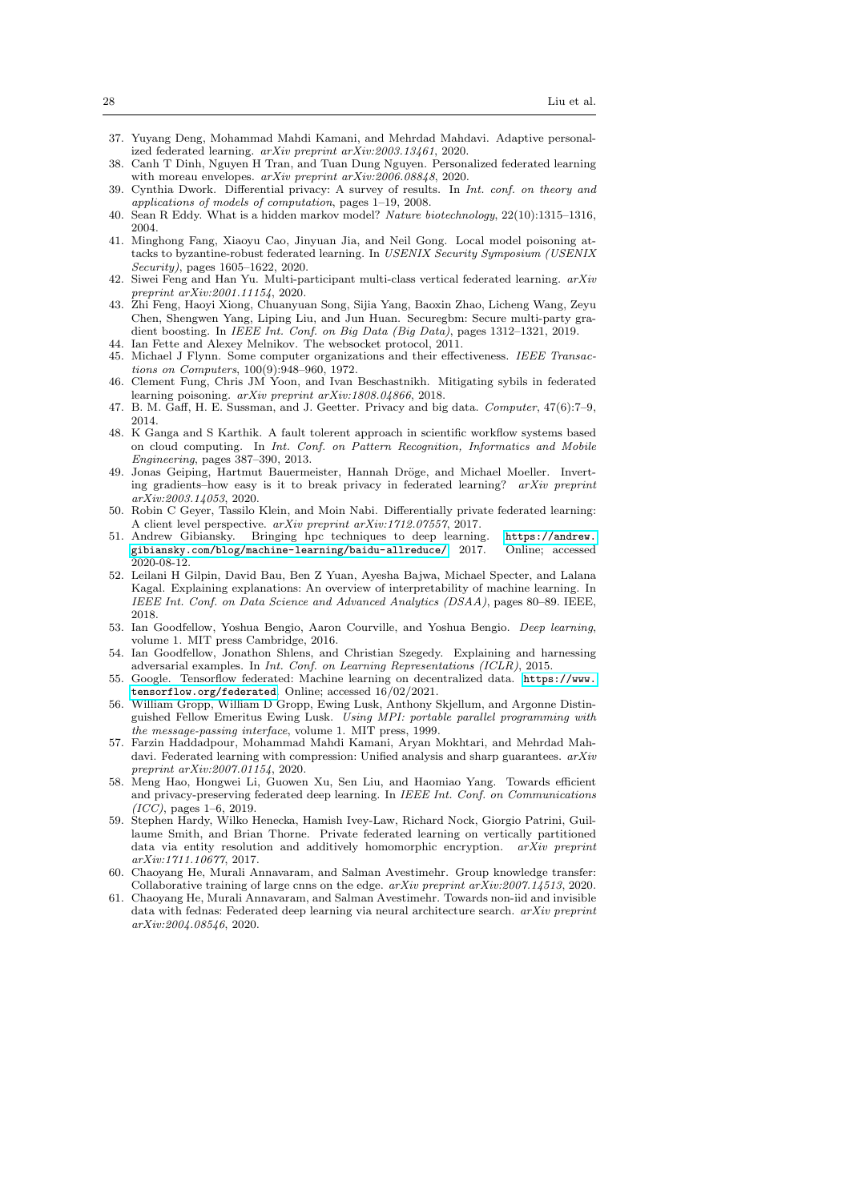37. Yuyang Deng, Mohammad Mahdi Kamani, and Mehrdad Mahdavi. Adaptive personalized federated learning. *arXiv preprint arXiv:2003.13461*, 2020.
38. Canh T Dinh, Nguyen H Tran, and Tuan Dung Nguyen. Personalized federated learning with moreau envelopes. *arXiv preprint arXiv:2006.08848*, 2020.
39. Cynthia Dwork. Differential privacy: A survey of results. In *Int. conf. on theory and applications of models of computation*, pages 1–19, 2008.
40. Sean R Eddy. What is a hidden markov model? *Nature biotechnology*, 22(10):1315–1316, 2004.
41. Minghong Fang, Xiaoyu Cao, Jinyuan Jia, and Neil Gong. Local model poisoning attacks to byzantine-robust federated learning. In *USENIX Security Symposium (USENIX Security)*, pages 1605–1622, 2020.
42. Siwei Feng and Han Yu. Multi-participant multi-class vertical federated learning. *arXiv preprint arXiv:2001.11154*, 2020.
43. Zhi Feng, Haoyi Xiong, Chuanyuan Song, Sijia Yang, Baoxin Zhao, Licheng Wang, Zeyu Chen, Shengwen Yang, Liping Liu, and Jun Huan. Securegbm: Secure multi-party gradient boosting. In *IEEE Int. Conf. on Big Data (Big Data)*, pages 1312–1321, 2019.
44. Ian Fette and Alexey Melnikov. The websocket protocol, 2011.
45. Michael J Flynn. Some computer organizations and their effectiveness. *IEEE Transactions on Computers*, 100(9):948–960, 1972.
46. Clement Fung, Chris JM Yoon, and Ivan Beschastnikh. Mitigating sybils in federated learning poisoning. *arXiv preprint arXiv:1808.04866*, 2018.
47. B. M. Gaff, H. E. Sussman, and J. Geetter. Privacy and big data. *Computer*, 47(6):7–9, 2014.
48. K Ganga and S Karthik. A fault tolerent approach in scientific workflow systems based on cloud computing. In *Int. Conf. on Pattern Recognition, Informatics and Mobile Engineering*, pages 387–390, 2013.
49. Jonas Geiping, Hartmut Bauermeister, Hannah Dröge, and Michael Moeller. Inverting gradients–how easy is it to break privacy in federated learning? *arXiv preprint arXiv:2003.14053*, 2020.
50. Robin C Geyer, Tassilo Klein, and Moin Nabi. Differentially private federated learning: A client level perspective. *arXiv preprint arXiv:1712.07557*, 2017.
51. Andrew Gibiansky. Bringing hpc techniques to deep learning. https://andrew.gibiansky.com/blog/machine-learning/baidu-allreduce/, 2017. Online; accessed 2020-08-12.
52. Leilani H Gilpin, David Bau, Ben Z Yuan, Ayesha Bajwa, Michael Specter, and Lalana Kagal. Explaining explanations: An overview of interpretability of machine learning. In *IEEE Int. Conf. on Data Science and Advanced Analytics (DSAA)*, pages 80–89. IEEE, 2018.
53. Ian Goodfellow, Yoshua Bengio, Aaron Courville, and Yoshua Bengio. *Deep learning*, volume 1. MIT press Cambridge, 2016.
54. Ian Goodfellow, Jonathon Shlens, and Christian Szegedy. Explaining and harnessing adversarial examples. In *Int. Conf. on Learning Representations (ICLR)*, 2015.
55. Google. Tensorflow federated: Machine learning on decentralized data. https://www.tensorflow.org/federated. Online; accessed 16/02/2021.
56. William Gropp, William D Gropp, Ewing Lusk, Anthony Skjellum, and Argonne Distinguished Fellow Emeritus Ewing Lusk. *Using MPI: portable parallel programming with the message-passing interface*, volume 1. MIT press, 1999.
57. Farzin Haddadpour, Mohammad Mahdi Kamani, Aryan Mokhtari, and Mehrdad Mahdavi. Federated learning with compression: Unified analysis and sharp guarantees. *arXiv preprint arXiv:2007.01154*, 2020.
58. Meng Hao, Hongwei Li, Guowen Xu, Sen Liu, and Haomiao Yang. Towards efficient and privacy-preserving federated deep learning. In *IEEE Int. Conf. on Communications (ICC)*, pages 1–6, 2019.
59. Stephen Hardy, Wilko Henecka, Hamish Ivey-Law, Richard Nock, Giorgio Patrini, Guillaume Smith, and Brian Thorne. Private federated learning on vertically partitioned data via entity resolution and additively homomorphic encryption. *arXiv preprint arXiv:1711.10677*, 2017.
60. Chaoyang He, Murali Annavaram, and Salman Avestimehr. Group knowledge transfer: Collaborative training of large cnns on the edge. *arXiv preprint arXiv:2007.14513*, 2020.
61. Chaoyang He, Murali Annavaram, and Salman Avestimehr. Towards non-iid and invisible data with fednas: Federated deep learning via neural architecture search. *arXiv preprint arXiv:2004.08546*, 2020.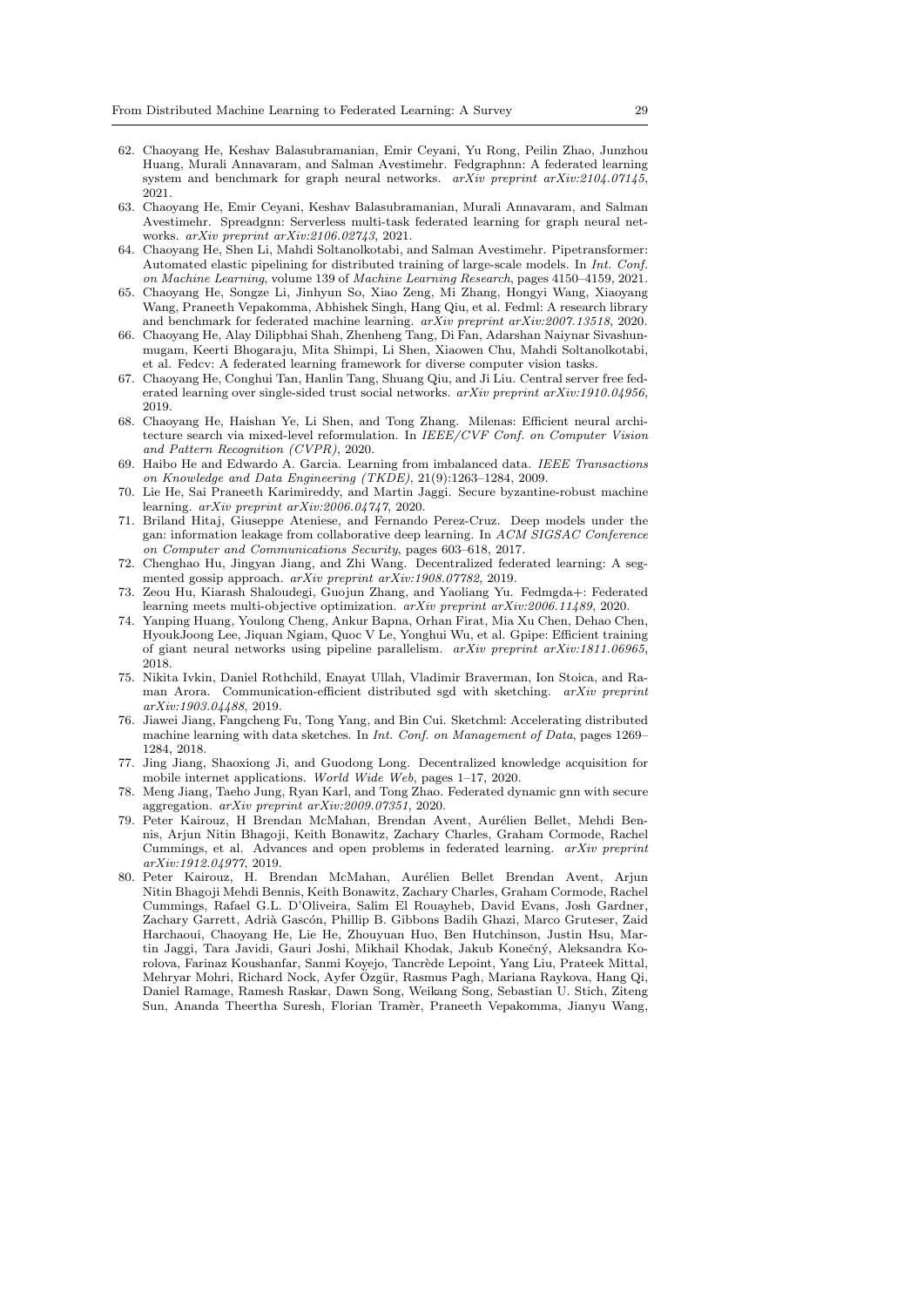62. Chaoyang He, Keshav Balasubramanian, Emir Ceyani, Yu Rong, Peilin Zhao, Junzhou Huang, Murali Annavaram, and Salman Avestimehr. Fedgraphnn: A federated learning system and benchmark for graph neural networks. *arXiv preprint arXiv:2104.07145*, 2021.
63. Chaoyang He, Emir Ceyani, Keshav Balasubramanian, Murali Annavaram, and Salman Avestimehr. Spreadgnn: Serverless multi-task federated learning for graph neural networks. *arXiv preprint arXiv:2106.02743*, 2021.
64. Chaoyang He, Shen Li, Mahdi Soltanolkotabi, and Salman Avestimehr. Pipetransformer: Automated elastic pipelining for distributed training of large-scale models. In *Int. Conf. on Machine Learning*, volume 139 of *Machine Learning Research*, pages 4150–4159, 2021.
65. Chaoyang He, Songze Li, Jinhyun So, Xiao Zeng, Mi Zhang, Hongyi Wang, Xiaoyang Wang, Praneeth Vepakomma, Abhishek Singh, Hang Qiu, et al. Fedml: A research library and benchmark for federated machine learning. *arXiv preprint arXiv:2007.13518*, 2020.
66. Chaoyang He, Alay Dilipbhai Shah, Zhenheng Tang, Di Fan, Adarshan Naiynar Sivashunmugam, Keerti Bhogaraju, Mita Shimpi, Li Shen, Xiaowen Chu, Mahdi Soltanolkotabi, et al. Fedcv: A federated learning framework for diverse computer vision tasks.
67. Chaoyang He, Conghui Tan, Hanlin Tang, Shuang Qiu, and Ji Liu. Central server free federated learning over single-sided trust social networks. *arXiv preprint arXiv:1910.04956*, 2019.
68. Chaoyang He, Haishan Ye, Li Shen, and Tong Zhang. Milenas: Efficient neural architecture search via mixed-level reformulation. In *IEEE/CVF Conf. on Computer Vision and Pattern Recognition (CVPR)*, 2020.
69. Haibo He and Edwardo A. Garcia. Learning from imbalanced data. *IEEE Transactions on Knowledge and Data Engineering (TKDE)*, 21(9):1263–1284, 2009.
70. Lie He, Sai Praneeth Karimireddy, and Martin Jaggi. Secure byzantine-robust machine learning. *arXiv preprint arXiv:2006.04747*, 2020.
71. Briland Hitaj, Giuseppe Ateniese, and Fernando Perez-Cruz. Deep models under the gan: information leakage from collaborative deep learning. In *ACM SIGSAC Conference on Computer and Communications Security*, pages 603–618, 2017.
72. Chenghao Hu, Jingyan Jiang, and Zhi Wang. Decentralized federated learning: A segmented gossip approach. *arXiv preprint arXiv:1908.07782*, 2019.
73. Zeou Hu, Kiarash Shaloudegi, Guojun Zhang, and Yaoliang Yu. Fedmgda+: Federated learning meets multi-objective optimization. *arXiv preprint arXiv:2006.11489*, 2020.
74. Yanping Huang, Youlong Cheng, Ankur Bapna, Orhan Firat, Mia Xu Chen, Dehao Chen, HyoukJoong Lee, Jiquan Ngiam, Quoc V Le, Yonghui Wu, et al. Gpipe: Efficient training of giant neural networks using pipeline parallelism. *arXiv preprint arXiv:1811.06965*, 2018.
75. Nikita Ivkin, Daniel Rothchild, Enayat Ullah, Vladimir Braverman, Ion Stoica, and Raman Arora. Communication-efficient distributed sgd with sketching. *arXiv preprint arXiv:1903.04488*, 2019.
76. Jiawei Jiang, Fangcheng Fu, Tong Yang, and Bin Cui. Sketchml: Accelerating distributed machine learning with data sketches. In *Int. Conf. on Management of Data*, pages 1269–1284, 2018.
77. Jing Jiang, Shaoxiong Ji, and Guodong Long. Decentralized knowledge acquisition for mobile internet applications. *World Wide Web*, pages 1–17, 2020.
78. Meng Jiang, Taeho Jung, Ryan Karl, and Tong Zhao. Federated dynamic gnn with secure aggregation. *arXiv preprint arXiv:2009.07351*, 2020.
79. Peter Kairouz, H Brendan McMahan, Brendan Avent, Aurélien Bellet, Mehdi Bennis, Arjun Nitin Bhagoji, Keith Bonawitz, Zachary Charles, Graham Cormode, Rachel Cummings, et al. Advances and open problems in federated learning. *arXiv preprint arXiv:1912.04977*, 2019.
80. Peter Kairouz, H. Brendan McMahan, Aurélien Bellet Brendan Avent, Arjun Nitin Bhagoji Mehdi Bennis, Keith Bonawitz, Zachary Charles, Graham Cormode, Rachel Cummings, Rafael G.L. D'Oliveira, Salim El Rouayheb, David Evans, Josh Gardner, Zachary Garrett, Adrià Gascón, Phillip B. Gibbons Badih Ghazi, Marco Gruteser, Zaid Harchaoui, Chaoyang He, Lie He, Zhouyuan Huo, Ben Hutchinson, Justin Hsu, Martin Jaggi, Tara Javidi, Gauri Joshi, Mikhail Khodak, Jakub Konečný, Aleksandra Korolova, Farinaz Koushanfar, Sanmi Koyejo, Tancrède Lepoint, Yang Liu, Prateek Mittal, Mehryar Mohri, Richard Nock, Ayfer Özgür, Rasmus Pagh, Mariana Raykova, Hang Qi, Daniel Ramage, Ramesh Raskar, Dawn Song, Weikang Song, Sebastian U. Stich, Ziteng Sun, Ananda Theertha Suresh, Florian Tramèr, Praneeth Vepakomma, Jianyu Wang,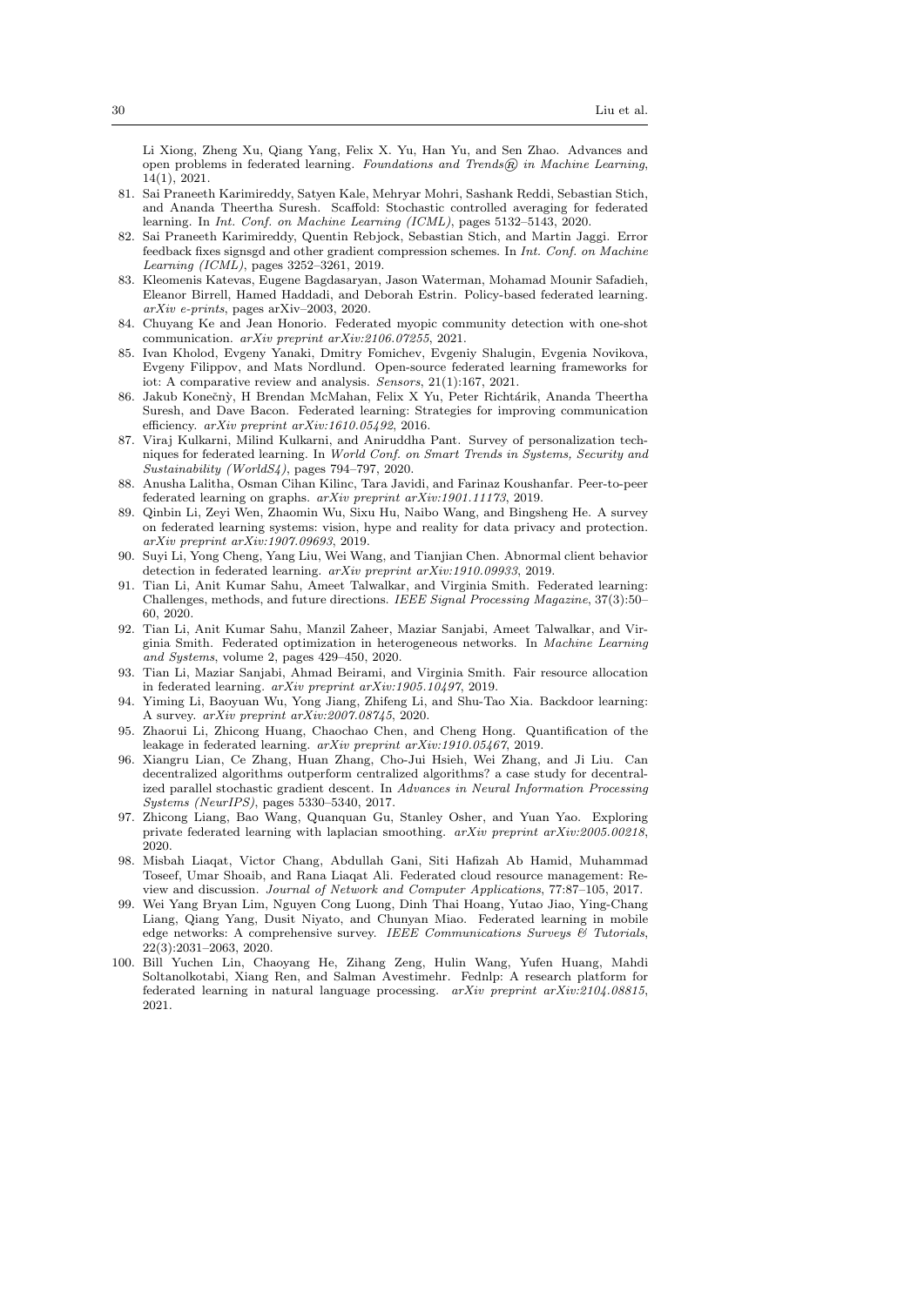Li Xiong, Zheng Xu, Qiang Yang, Felix X. Yu, Han Yu, and Sen Zhao. Advances and open problems in federated learning. *Foundations and Trends® in Machine Learning*, 14(1), 2021.

81. Sai Praneeth Karimireddy, Satyen Kale, Mehryar Mohri, Sashank Reddi, Sebastian Stich, and Ananda Theertha Suresh. Scaffold: Stochastic controlled averaging for federated learning. In *Int. Conf. on Machine Learning (ICML)*, pages 5132–5143, 2020.
82. Sai Praneeth Karimireddy, Quentin Rebjock, Sebastian Stich, and Martin Jaggi. Error feedback fixes signsgd and other gradient compression schemes. In *Int. Conf. on Machine Learning (ICML)*, pages 3252–3261, 2019.
83. Kleomenis Katevas, Eugene Bagdasaryan, Jason Waterman, Mohamad Mounir Safadieh, Eleanor Birrell, Hamed Haddadi, and Deborah Estrin. Policy-based federated learning. *arXiv e-prints*, pages arXiv–2003, 2020.
84. Chuyang Ke and Jean Honorio. Federated myopic community detection with one-shot communication. *arXiv preprint arXiv:2106.07255*, 2021.
85. Ivan Kholod, Evgeny Yanaki, Dmitry Fomichev, Evgeniy Shalugin, Evgenia Novikova, Evgeny Filippov, and Mats Nordlund. Open-source federated learning frameworks for iot: A comparative review and analysis. *Sensors*, 21(1):167, 2021.
86. Jakub Konečný, H Brendan McMahan, Felix X Yu, Peter Richtárik, Ananda Theertha Suresh, and Dave Bacon. Federated learning: Strategies for improving communication efficiency. *arXiv preprint arXiv:1610.05492*, 2016.
87. Viraj Kulkarni, Milind Kulkarni, and Aniruddha Pant. Survey of personalization techniques for federated learning. In *World Conf. on Smart Trends in Systems, Security and Sustainability (WorldS4)*, pages 794–797, 2020.
88. Anusha Lalitha, Osman Cihan Kilinc, Tara Javidi, and Farinaz Koushanfar. Peer-to-peer federated learning on graphs. *arXiv preprint arXiv:1901.11173*, 2019.
89. Qinbin Li, Zeyi Wen, Zhaomin Wu, Sixu Hu, Naibo Wang, and Bingsheng He. A survey on federated learning systems: vision, hype and reality for data privacy and protection. *arXiv preprint arXiv:1907.09693*, 2019.
90. Suyi Li, Yong Cheng, Yang Liu, Wei Wang, and Tianjian Chen. Abnormal client behavior detection in federated learning. *arXiv preprint arXiv:1910.09933*, 2019.
91. Tian Li, Anit Kumar Sahu, Ameet Talwalkar, and Virginia Smith. Federated learning: Challenges, methods, and future directions. *IEEE Signal Processing Magazine*, 37(3):50–60, 2020.
92. Tian Li, Anit Kumar Sahu, Manzil Zaheer, Maziar Sanjabi, Ameet Talwalkar, and Virginia Smith. Federated optimization in heterogeneous networks. In *Machine Learning and Systems*, volume 2, pages 429–450, 2020.
93. Tian Li, Maziar Sanjabi, Ahmad Beirami, and Virginia Smith. Fair resource allocation in federated learning. *arXiv preprint arXiv:1905.10497*, 2019.
94. Yiming Li, Baoyuan Wu, Yong Jiang, Zhifeng Li, and Shu-Tao Xia. Backdoor learning: A survey. *arXiv preprint arXiv:2007.08745*, 2020.
95. Zhaorui Li, Zhicong Huang, Chaochao Chen, and Cheng Hong. Quantification of the leakage in federated learning. *arXiv preprint arXiv:1910.05467*, 2019.
96. Xiangru Lian, Ce Zhang, Huan Zhang, Cho-Jui Hsieh, Wei Zhang, and Ji Liu. Can decentralized algorithms outperform centralized algorithms? a case study for decentralized parallel stochastic gradient descent. In *Advances in Neural Information Processing Systems (NeurIPS)*, pages 5330–5340, 2017.
97. Zhicong Liang, Bao Wang, Quanquan Gu, Stanley Osher, and Yuan Yao. Exploring private federated learning with laplacian smoothing. *arXiv preprint arXiv:2005.00218*, 2020.
98. Misbah Liaqat, Victor Chang, Abdullah Gani, Siti Hafizah Ab Hamid, Muhammad Toseef, Umar Shoaib, and Rana Liaqat Ali. Federated cloud resource management: Review and discussion. *Journal of Network and Computer Applications*, 77:87–105, 2017.
99. Wei Yang Bryan Lim, Nguyen Cong Luong, Dinh Thai Hoang, Yutao Jiao, Ying-Chang Liang, Qiang Yang, Dusit Niyato, and Chunyan Miao. Federated learning in mobile edge networks: A comprehensive survey. *IEEE Communications Surveys & Tutorials*, 22(3):2031–2063, 2020.
100. Bill Yuchen Lin, Chaoyang He, Zihang Zeng, Hulin Wang, Yufen Huang, Mahdi Soltanolkotabi, Xiang Ren, and Salman Avestimehr. Fednlp: A research platform for federated learning in natural language processing. *arXiv preprint arXiv:2104.08815*, 2021.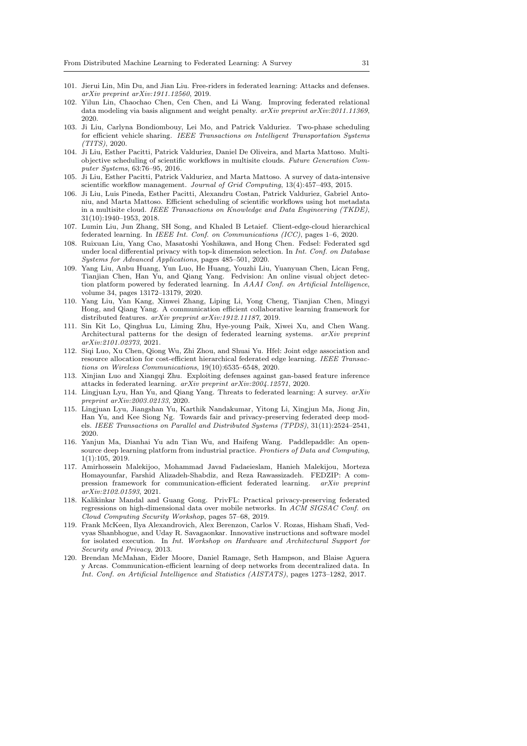101. Jierui Lin, Min Du, and Jian Liu. Free-riders in federated learning: Attacks and defenses. *arXiv preprint arXiv:1911.12560*, 2019.
102. Yilun Lin, Chaochao Chen, Cen Chen, and Li Wang. Improving federated relational data modeling via basis alignment and weight penalty. *arXiv preprint arXiv:2011.11369*, 2020.
103. Ji Liu, Carlyna Bondiombouy, Lei Mo, and Patrick Valduriez. Two-phase scheduling for efficient vehicle sharing. *IEEE Transactions on Intelligent Transportation Systems (TITS)*, 2020.
104. Ji Liu, Esther Pacitti, Patrick Valduriez, Daniel De Oliveira, and Marta Mattoso. Multi-objective scheduling of scientific workflows in multisite clouds. *Future Generation Computer Systems*, 63:76–95, 2016.
105. Ji Liu, Esther Pacitti, Patrick Valduriez, and Marta Mattoso. A survey of data-intensive scientific workflow management. *Journal of Grid Computing*, 13(4):457–493, 2015.
106. Ji Liu, Luis Pineda, Esther Pacitti, Alexandru Costan, Patrick Valduriez, Gabriel Antoniu, and Marta Mattoso. Efficient scheduling of scientific workflows using hot metadata in a multisite cloud. *IEEE Transactions on Knowledge and Data Engineering (TKDE)*, 31(10):1940–1953, 2018.
107. Lumin Liu, Jun Zhang, SH Song, and Khaled B Letaief. Client-edge-cloud hierarchical federated learning. In *IEEE Int. Conf. on Communications (ICC)*, pages 1–6, 2020.
108. Ruixuan Liu, Yang Cao, Masatoshi Yoshikawa, and Hong Chen. Fedsel: Federated sgd under local differential privacy with top-k dimension selection. In *Int. Conf. on Database Systems for Advanced Applications*, pages 485–501, 2020.
109. Yang Liu, Anbu Huang, Yun Luo, He Huang, Youzhi Liu, Yuanyuan Chen, Lican Feng, Tianjian Chen, Han Yu, and Qiang Yang. Fedvision: An online visual object detection platform powered by federated learning. In *AAAI Conf. on Artificial Intelligence*, volume 34, pages 13172–13179, 2020.
110. Yang Liu, Yan Kang, Xinwei Zhang, Liping Li, Yong Cheng, Tianjian Chen, Mingyi Hong, and Qiang Yang. A communication efficient collaborative learning framework for distributed features. *arXiv preprint arXiv:1912.11187*, 2019.
111. Sin Kit Lo, Qinghua Lu, Liming Zhu, Hye-young Paik, Xiwei Xu, and Chen Wang. Architectural patterns for the design of federated learning systems. *arXiv preprint arXiv:2101.02373*, 2021.
112. Siqi Luo, Xu Chen, Qiong Wu, Zhi Zhou, and Shuai Yu. Hfel: Joint edge association and resource allocation for cost-efficient hierarchical federated edge learning. *IEEE Transactions on Wireless Communications*, 19(10):6535–6548, 2020.
113. Xinjian Luo and Xiangqi Zhu. Exploiting defenses against gan-based feature inference attacks in federated learning. *arXiv preprint arXiv:2004.12571*, 2020.
114. Lingjuan Lyu, Han Yu, and Qiang Yang. Threats to federated learning: A survey. *arXiv preprint arXiv:2003.02133*, 2020.
115. Lingjuan Lyu, Jiangshan Yu, Karthik Nandakumar, Yitong Li, Xingjun Ma, Jiong Jin, Han Yu, and Kee Siong Ng. Towards fair and privacy-preserving federated deep models. *IEEE Transactions on Parallel and Distributed Systems (TPDS)*, 31(11):2524–2541, 2020.
116. Yanjun Ma, Dianhai Yu adn Tian Wu, and Haifeng Wang. Paddlepaddle: An open-source deep learning platform from industrial practice. *Frontiers of Data and Computing*, 1(1):105, 2019.
117. Amirhossein Malekijoo, Mohammad Javad Fadaeieslam, Hanieh Malekijou, Morteza Homayounfar, Farshid Alizadeh-Shabdiz, and Reza Rawassizadeh. FEDZIP: A compression framework for communication-efficient federated learning. *arXiv preprint arXiv:2102.01593*, 2021.
118. Kalikinkar Mandal and Guang Gong. PrivFL: Practical privacy-preserving federated regressions on high-dimensional data over mobile networks. In *ACM SIGSAC Conf. on Cloud Computing Security Workshop*, pages 57–68, 2019.
119. Frank McKeen, Ilya Alexandrovich, Alex Berenzon, Carlos V. Rozas, Hisham Shafi, Vedvyas Shanbhogue, and Uday R. Savagaonkar. Innovative instructions and software model for isolated execution. In *Int. Workshop on Hardware and Architectural Support for Security and Privacy*, 2013.
120. Brendan McMahan, Eider Moore, Daniel Ramage, Seth Hampson, and Blaise Aguera y Arcas. Communication-efficient learning of deep networks from decentralized data. In *Int. Conf. on Artificial Intelligence and Statistics (AISTATS)*, pages 1273–1282, 2017.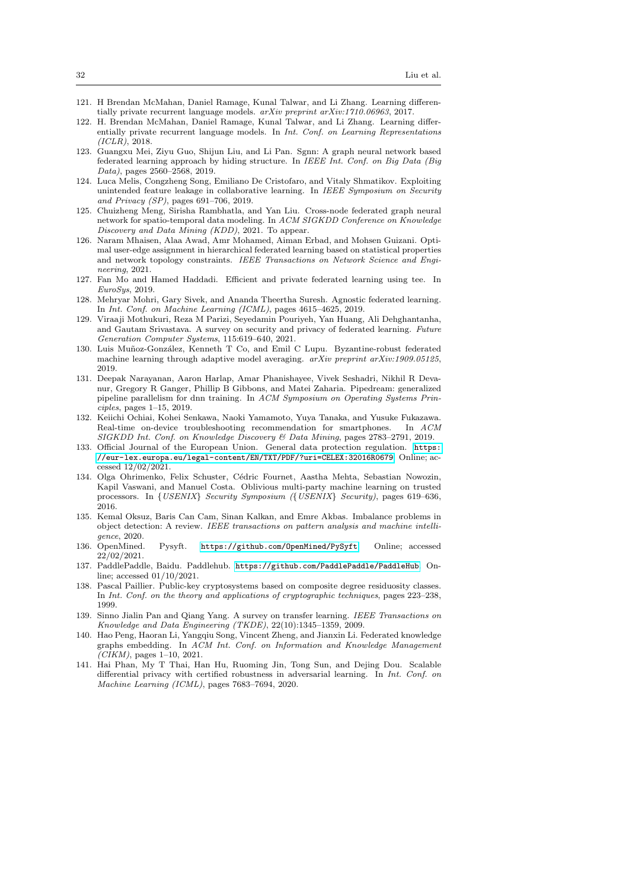121. H Brendan McMahan, Daniel Ramage, Kunal Talwar, and Li Zhang. Learning differentially private recurrent language models. *arXiv preprint arXiv:1710.06963*, 2017.
122. H. Brendan McMahan, Daniel Ramage, Kunal Talwar, and Li Zhang. Learning differentially private recurrent language models. In *Int. Conf. on Learning Representations (ICLR)*, 2018.
123. Guangxu Mei, Ziyu Guo, Shijun Liu, and Li Pan. Sgnn: A graph neural network based federated learning approach by hiding structure. In *IEEE Int. Conf. on Big Data (Big Data)*, pages 2560–2568, 2019.
124. Luca Melis, Congzheng Song, Emiliano De Cristofaro, and Vitaly Shmatikov. Exploiting unintended feature leakage in collaborative learning. In *IEEE Symposium on Security and Privacy (SP)*, pages 691–706, 2019.
125. Chuizheng Meng, Sirisha Rambhatla, and Yan Liu. Cross-node federated graph neural network for spatio-temporal data modeling. In *ACM SIGKDD Conference on Knowledge Discovery and Data Mining (KDD)*, 2021. To appear.
126. Naram Mhaisen, Alaa Awad, Amr Mohamed, Aiman Erbad, and Mohsen Guizani. Optimal user-edge assignment in hierarchical federated learning based on statistical properties and network topology constraints. *IEEE Transactions on Network Science and Engineering*, 2021.
127. Fan Mo and Hamed Haddadi. Efficient and private federated learning using tee. In *EuroSys*, 2019.
128. Mehryar Mohri, Gary Sivek, and Ananda Theertha Suresh. Agnostic federated learning. In *Int. Conf. on Machine Learning (ICML)*, pages 4615–4625, 2019.
129. Viraaji Mothukuri, Reza M Parizi, Seyedamin Pouriyeh, Yan Huang, Ali Dehghantanha, and Gautam Srivastava. A survey on security and privacy of federated learning. *Future Generation Computer Systems*, 115:619–640, 2021.
130. Luis Muñoz-González, Kenneth T Co, and Emil C Lupu. Byzantine-robust federated machine learning through adaptive model averaging. *arXiv preprint arXiv:1909.05125*, 2019.
131. Deepak Narayanan, Aaron Harlap, Amar Phanishayee, Vivek Seshadri, Nikhil R Devanur, Gregory R Ganger, Phillip B Gibbons, and Matei Zaharia. Pipedream: generalized pipeline parallelism for dnn training. In *ACM Symposium on Operating Systems Principles*, pages 1–15, 2019.
132. Keiichi Ochiai, Kohei Senkawa, Naoki Yamamoto, Yuya Tanaka, and Yusuke Fukazawa. Real-time on-device troubleshooting recommendation for smartphones. In *ACM SIGKDD Int. Conf. on Knowledge Discovery & Data Mining*, pages 2783–2791, 2019.
133. Official Journal of the European Union. General data protection regulation. https://eur-lex.europa.eu/legal-content/EN/TXT/PDF/?uri=CELEX:32016R0679. Online; accessed 12/02/2021.
134. Olga Ohrimenko, Felix Schuster, Cédric Fournet, Aastha Mehta, Sebastian Nowozin, Kapil Vaswani, and Manuel Costa. Oblivious multi-party machine learning on trusted processors. In *{USENIX} Security Symposium ({USENIX} Security)*, pages 619–636, 2016.
135. Kemal Oksuz, Baris Can Cam, Sinan Kalkan, and Emre Akbas. Imbalance problems in object detection: A review. *IEEE transactions on pattern analysis and machine intelligence*, 2020.
136. OpenMined. Pysyft. https://github.com/OpenMined/PySyft. Online; accessed 22/02/2021.
137. PaddlePaddle, Baidu. Paddlehub. https://github.com/PaddlePaddle/PaddleHub. Online; accessed 01/10/2021.
138. Pascal Paillier. Public-key cryptosystems based on composite degree residuosity classes. In *Int. Conf. on the theory and applications of cryptographic techniques*, pages 223–238, 1999.
139. Sinno Jialin Pan and Qiang Yang. A survey on transfer learning. *IEEE Transactions on Knowledge and Data Engineering (TKDE)*, 22(10):1345–1359, 2009.
140. Hao Peng, Haoran Li, Yangqiu Song, Vincent Zheng, and Jianxin Li. Federated knowledge graphs embedding. In *ACM Int. Conf. on Information and Knowledge Management (CIKM)*, pages 1–10, 2021.
141. Hai Phan, My T Thai, Han Hu, Ruoming Jin, Tong Sun, and Dejing Dou. Scalable differential privacy with certified robustness in adversarial learning. In *Int. Conf. on Machine Learning (ICML)*, pages 7683–7694, 2020.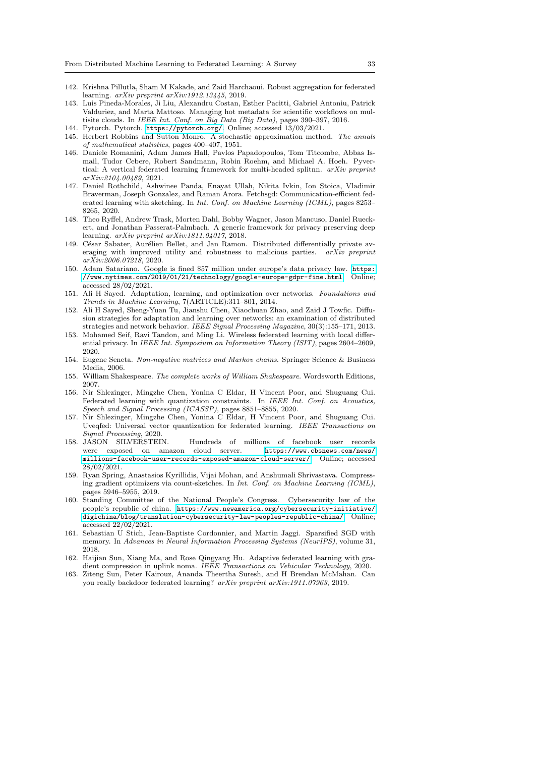142. Krishna Pillutla, Sham M Kakade, and Zaid Harchaoui. Robust aggregation for federated learning. *arXiv preprint arXiv:1912.13445*, 2019.
143. Luis Pineda-Morales, Ji Liu, Alexandru Costan, Esther Pacitti, Gabriel Antoniu, Patrick Valduriez, and Marta Mattoso. Managing hot metadata for scientific workflows on multisite clouds. In *IEEE Int. Conf. on Big Data (Big Data)*, pages 390–397, 2016.
144. Pytorch. Pytorch. https://pytorch.org/. Online; accessed 13/03/2021.
145. Herbert Robbins and Sutton Monro. A stochastic approximation method. *The annals of mathematical statistics*, pages 400–407, 1951.
146. Daniele Romanini, Adam James Hall, Pavlos Papadopoulos, Tom Titcombe, Abbas Ismail, Tudor Cebere, Robert Sandmann, Robin Roehm, and Michael A. Hoeh. Pyvertical: A vertical federated learning framework for multi-headed splitnn. *arXiv preprint arXiv:2104.00489*, 2021.
147. Daniel Rothchild, Ashwinee Panda, Enayat Ullah, Nikita Ivkin, Ion Stoica, Vladimir Braverman, Joseph Gonzalez, and Raman Arora. Fetchsgd: Communication-efficient federated learning with sketching. In *Int. Conf. on Machine Learning (ICML)*, pages 8253–8265, 2020.
148. Theo Ryffel, Andrew Trask, Morten Dahl, Bobby Wagner, Jason Mancuso, Daniel Rueckert, and Jonathan Passerat-Palmbach. A generic framework for privacy preserving deep learning. *arXiv preprint arXiv:1811.04017*, 2018.
149. César Sabater, Aurélien Bellet, and Jan Ramon. Distributed differentially private averaging with improved utility and robustness to malicious parties. *arXiv preprint arXiv:2006.07218*, 2020.
150. Adam Satariano. Google is fined $57 million under europe's data privacy law. https://www.nytimes.com/2019/01/21/technology/google-europe-gdpr-fine.html. Online; accessed 28/02/2021.
151. Ali H Sayed. Adaptation, learning, and optimization over networks. *Foundations and Trends in Machine Learning*, 7(ARTICLE):311–801, 2014.
152. Ali H Sayed, Sheng-Yuan Tu, Jianshu Chen, Xiaochuan Zhao, and Zaid J Towfic. Diffusion strategies for adaptation and learning over networks: an examination of distributed strategies and network behavior. *IEEE Signal Processing Magazine*, 30(3):155–171, 2013.
153. Mohamed Seif, Ravi Tandon, and Ming Li. Wireless federated learning with local differential privacy. In *IEEE Int. Symposium on Information Theory (ISIT)*, pages 2604–2609, 2020.
154. Eugene Seneta. *Non-negative matrices and Markov chains*. Springer Science & Business Media, 2006.
155. William Shakespeare. *The complete works of William Shakespeare*. Wordsworth Editions, 2007.
156. Nir Shlezinger, Mingzhe Chen, Yonina C Eldar, H Vincent Poor, and Shuguang Cui. Federated learning with quantization constraints. In *IEEE Int. Conf. on Acoustics, Speech and Signal Processing (ICASSP)*, pages 8851–8855, 2020.
157. Nir Shlezinger, Mingzhe Chen, Yonina C Eldar, H Vincent Poor, and Shuguang Cui. Uveqfed: Universal vector quantization for federated learning. *IEEE Transactions on Signal Processing*, 2020.
158. JASON SILVERSTEIN. Hundreds of millions of facebook user records were exposed on amazon cloud server. https://www.cbsnews.com/news/millions-facebook-user-records-exposed-amazon-cloud-server/. Online; accessed 28/02/2021.
159. Ryan Spring, Anastasios Kyrillidis, Vijai Mohan, and Anshumali Shrivastava. Compressing gradient optimizers via count-sketches. In *Int. Conf. on Machine Learning (ICML)*, pages 5946–5955, 2019.
160. Standing Committee of the National People's Congress. Cybersecurity law of the people's republic of china. https://www.newamerica.org/cybersecurity-initiative/digichina/blog/translation-cybersecurity-law-peoples-republic-china/. Online; accessed 22/02/2021.
161. Sebastian U Stich, Jean-Baptiste Cordonnier, and Martin Jaggi. Sparsified SGD with memory. In *Advances in Neural Information Processing Systems (NeurIPS)*, volume 31, 2018.
162. Haijian Sun, Xiang Ma, and Rose Qingyang Hu. Adaptive federated learning with gradient compression in uplink noma. *IEEE Transactions on Vehicular Technology*, 2020.
163. Ziteng Sun, Peter Kairouz, Ananda Theertha Suresh, and H Brendan McMahan. Can you really backdoor federated learning? *arXiv preprint arXiv:1911.07963*, 2019.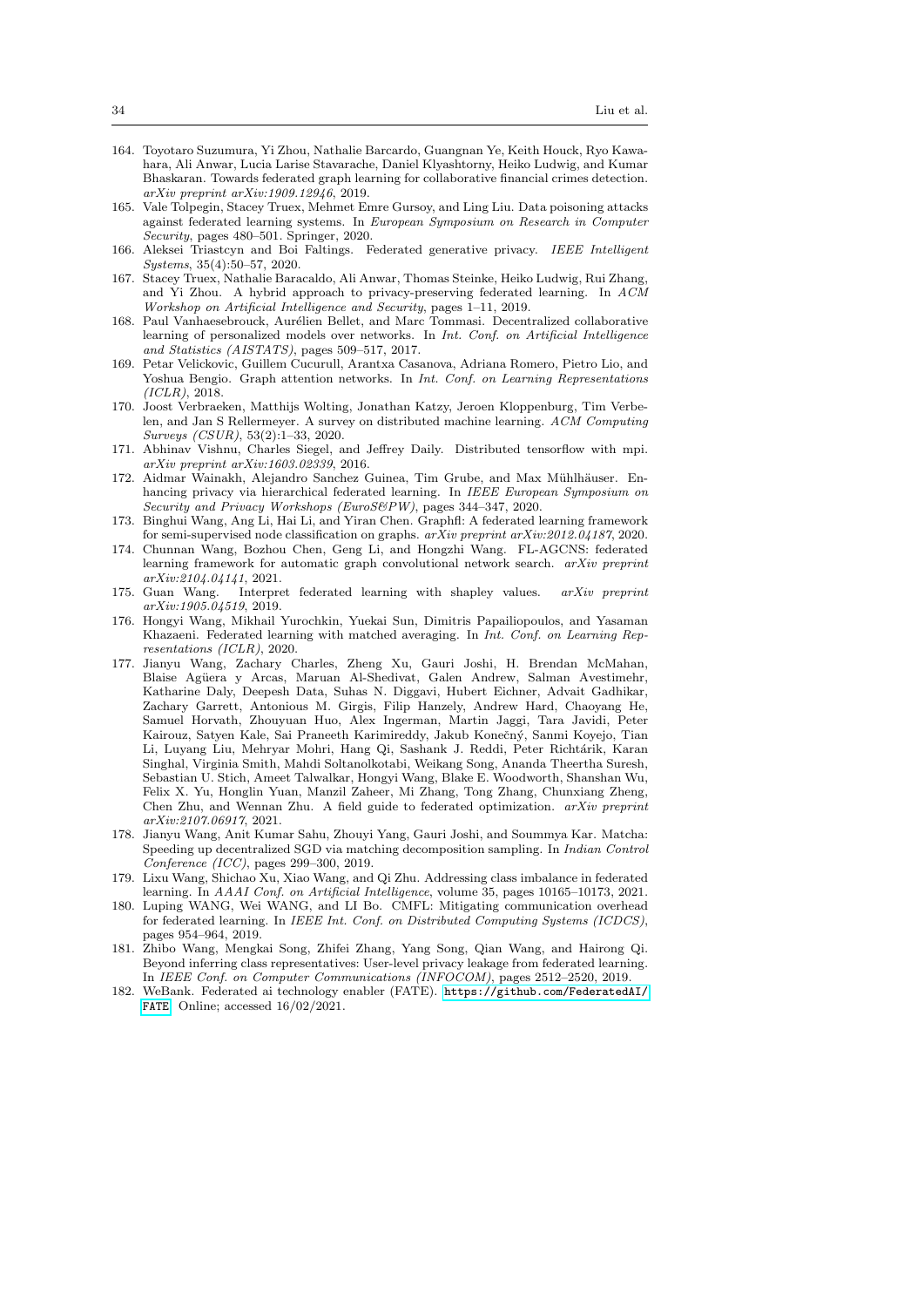164. Toyotaro Suzumura, Yi Zhou, Nathalie Barcardo, Guangnan Ye, Keith Houck, Ryo Kawahara, Ali Anwar, Lucia Larise Stavarache, Daniel Klyashtorny, Heiko Ludwig, and Kumar Bhaskaran. Towards federated graph learning for collaborative financial crimes detection. *arXiv preprint arXiv:1909.12946*, 2019.
165. Vale Tolpegin, Stacey Truex, Mehmet Emre Gursoy, and Ling Liu. Data poisoning attacks against federated learning systems. In *European Symposium on Research in Computer Security*, pages 480–501. Springer, 2020.
166. Aleksei Triastcyn and Boi Faltings. Federated generative privacy. *IEEE Intelligent Systems*, 35(4):50–57, 2020.
167. Stacey Truex, Nathalie Baracaldo, Ali Anwar, Thomas Steinke, Heiko Ludwig, Rui Zhang, and Yi Zhou. A hybrid approach to privacy-preserving federated learning. In *ACM Workshop on Artificial Intelligence and Security*, pages 1–11, 2019.
168. Paul Vanhaesebrouck, Aurélien Bellet, and Marc Tommasi. Decentralized collaborative learning of personalized models over networks. In *Int. Conf. on Artificial Intelligence and Statistics (AISTATS)*, pages 509–517, 2017.
169. Petar Velickovic, Guillem Cucurull, Arantxa Casanova, Adriana Romero, Pietro Lio, and Yoshua Bengio. Graph attention networks. In *Int. Conf. on Learning Representations (ICLR)*, 2018.
170. Joost Verbraeken, Matthijs Wolting, Jonathan Katzy, Jeroen Kloppenburg, Tim Verbelen, and Jan S Rellermeyer. A survey on distributed machine learning. *ACM Computing Surveys (CSUR)*, 53(2):1–33, 2020.
171. Abhinav Vishnu, Charles Siegel, and Jeffrey Daily. Distributed tensorflow with mpi. *arXiv preprint arXiv:1603.02339*, 2016.
172. Aidmar Wainakh, Alejandro Sanchez Guinea, Tim Grube, and Max Mühlhäuser. Enhancing privacy via hierarchical federated learning. In *IEEE European Symposium on Security and Privacy Workshops (EuroS&PW)*, pages 344–347, 2020.
173. Binghui Wang, Ang Li, Hai Li, and Yiran Chen. Graphfl: A federated learning framework for semi-supervised node classification on graphs. *arXiv preprint arXiv:2012.04187*, 2020.
174. Chunnan Wang, Bozhou Chen, Geng Li, and Hongzhi Wang. FL-AGCNS: federated learning framework for automatic graph convolutional network search. *arXiv preprint arXiv:2104.04141*, 2021.
175. Guan Wang. Interpret federated learning with shapley values. *arXiv preprint arXiv:1905.04519*, 2019.
176. Hongyi Wang, Mikhail Yurochkin, Yuekai Sun, Dimitris Papailiopoulos, and Yasaman Khazaeni. Federated learning with matched averaging. In *Int. Conf. on Learning Representations (ICLR)*, 2020.
177. Jianyu Wang, Zachary Charles, Zheng Xu, Gauri Joshi, H. Brendan McMahan, Blaise Agüera y Arcas, Maruan Al-Shedivat, Galen Andrew, Salman Avestimehr, Katharine Daly, Deepesh Data, Suhas N. Diggavi, Hubert Eichner, Advait Gadhikar, Zachary Garrett, Antonious M. Girgis, Filip Hanzely, Andrew Hard, Chaoyang He, Samuel Horvath, Zhouyuan Huo, Alex Ingerman, Martin Jaggi, Tara Javidi, Peter Kairouz, Satyen Kale, Sai Praneeth Karimireddy, Jakub Konečný, Sanmi Koyejo, Tian Li, Luyang Liu, Mehryar Mohri, Hang Qi, Sashank J. Reddi, Peter Richtárik, Karan Singhal, Virginia Smith, Mahdi Soltanolkotabi, Weikang Song, Ananda Theertha Suresh, Sebastian U. Stich, Ameet Talwalkar, Hongyi Wang, Blake E. Woodworth, Shanshan Wu, Felix X. Yu, Honglin Yuan, Manzil Zaheer, Mi Zhang, Tong Zhang, Chunxiang Zheng, Chen Zhu, and Wennan Zhu. A field guide to federated optimization. *arXiv preprint arXiv:2107.06917*, 2021.
178. Jianyu Wang, Anit Kumar Sahu, Zhouyi Yang, Gauri Joshi, and Soummya Kar. Matcha: Speeding up decentralized SGD via matching decomposition sampling. In *Indian Control Conference (ICC)*, pages 299–300, 2019.
179. Lixu Wang, Shichao Xu, Xiao Wang, and Qi Zhu. Addressing class imbalance in federated learning. In *AAAI Conf. on Artificial Intelligence*, volume 35, pages 10165–10173, 2021.
180. Luping WANG, Wei WANG, and LI Bo. CMFL: Mitigating communication overhead for federated learning. In *IEEE Int. Conf. on Distributed Computing Systems (ICDCS)*, pages 954–964, 2019.
181. Zhibo Wang, Mengkai Song, Zhifei Zhang, Yang Song, Qian Wang, and Hairong Qi. Beyond inferring class representatives: User-level privacy leakage from federated learning. In *IEEE Conf. on Computer Communications (INFOCOM)*, pages 2512–2520, 2019.
182. WeBank. Federated ai technology enabler (FATE). https://github.com/FederatedAI/FATE. Online; accessed 16/02/2021.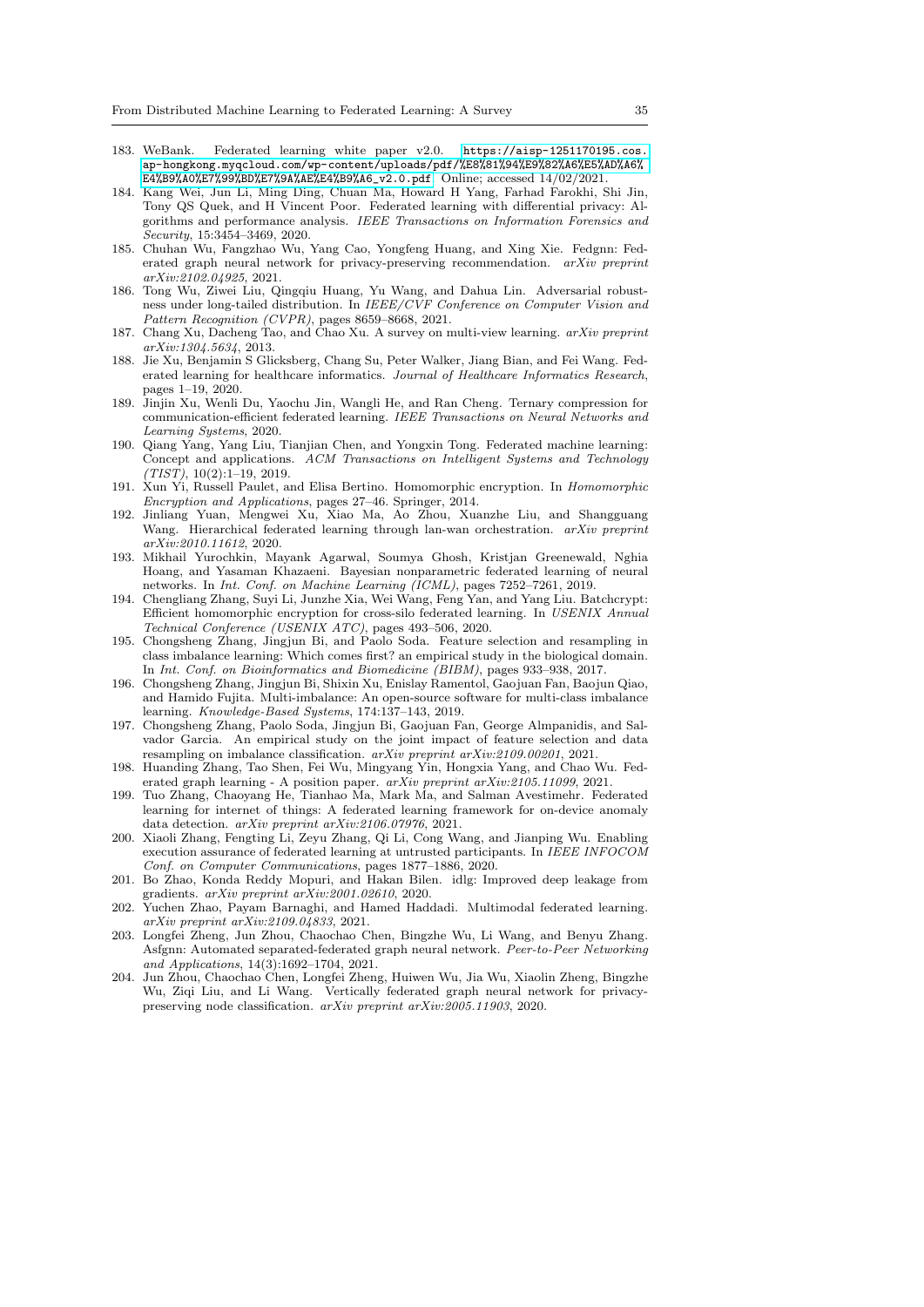183. WeBank. Federated learning white paper v2.0. https://aisp-1251170195.cos.ap-hongkong.myqcloud.com/wp-content/uploads/pdf/%E8%81%94%E9%82%A6%E5%AD%A6%E4%B9%A0%E7%99%BD%E7%9A%AE%E4%B9%A6_v2.0.pdf. Online; accessed 14/02/2021.
184. Kang Wei, Jun Li, Ming Ding, Chuan Ma, Howard H Yang, Farhad Farokhi, Shi Jin, Tony QS Quek, and H Vincent Poor. Federated learning with differential privacy: Algorithms and performance analysis. *IEEE Transactions on Information Forensics and Security*, 15:3454–3469, 2020.
185. Chuhan Wu, Fangzhao Wu, Yang Cao, Yongfeng Huang, and Xing Xie. Fedgnn: Federated graph neural network for privacy-preserving recommendation. *arXiv preprint arXiv:2102.04925*, 2021.
186. Tong Wu, Ziwei Liu, Qingqiu Huang, Yu Wang, and Dahua Lin. Adversarial robustness under long-tailed distribution. In *IEEE/CVF Conference on Computer Vision and Pattern Recognition (CVPR)*, pages 8659–8668, 2021.
187. Chang Xu, Dacheng Tao, and Chao Xu. A survey on multi-view learning. *arXiv preprint arXiv:1304.5634*, 2013.
188. Jie Xu, Benjamin S Glicksberg, Chang Su, Peter Walker, Jiang Bian, and Fei Wang. Federated learning for healthcare informatics. *Journal of Healthcare Informatics Research*, pages 1–19, 2020.
189. Jinjin Xu, Wenli Du, Yaochu Jin, Wangli He, and Ran Cheng. Ternary compression for communication-efficient federated learning. *IEEE Transactions on Neural Networks and Learning Systems*, 2020.
190. Qiang Yang, Yang Liu, Tianjian Chen, and Yongxin Tong. Federated machine learning: Concept and applications. *ACM Transactions on Intelligent Systems and Technology (TIST)*, 10(2):1–19, 2019.
191. Xun Yi, Russell Paulet, and Elisa Bertino. Homomorphic encryption. In *Homomorphic Encryption and Applications*, pages 27–46. Springer, 2014.
192. Jinliang Yuan, Mengwei Xu, Xiao Ma, Ao Zhou, Xuanzhe Liu, and Shangguang Wang. Hierarchical federated learning through lan-wan orchestration. *arXiv preprint arXiv:2010.11612*, 2020.
193. Mikhail Yurochkin, Mayank Agarwal, Soumya Ghosh, Kristjan Greenewald, Nghia Hoang, and Yasaman Khazaeni. Bayesian nonparametric federated learning of neural networks. In *Int. Conf. on Machine Learning (ICML)*, pages 7252–7261, 2019.
194. Chengliang Zhang, Suyi Li, Junzhe Xia, Wei Wang, Feng Yan, and Yang Liu. Batchcrypt: Efficient homomorphic encryption for cross-silo federated learning. In *USENIX Annual Technical Conference (USENIX ATC)*, pages 493–506, 2020.
195. Chongsheng Zhang, Jingjun Bi, and Paolo Soda. Feature selection and resampling in class imbalance learning: Which comes first? an empirical study in the biological domain. In *Int. Conf. on Bioinformatics and Biomedicine (BIBM)*, pages 933–938, 2017.
196. Chongsheng Zhang, Jingjun Bi, Shixin Xu, Enislay Ramentol, Gaojuan Fan, Baojun Qiao, and Hamido Fujita. Multi-imbalance: An open-source software for multi-class imbalance learning. *Knowledge-Based Systems*, 174:137–143, 2019.
197. Chongsheng Zhang, Paolo Soda, Jingjun Bi, Gaojuan Fan, George Almpanidis, and Salvador Garcia. An empirical study on the joint impact of feature selection and data resampling on imbalance classification. *arXiv preprint arXiv:2109.00201*, 2021.
198. Huanding Zhang, Tao Shen, Fei Wu, Mingyang Yin, Hongxia Yang, and Chao Wu. Federated graph learning - A position paper. *arXiv preprint arXiv:2105.11099*, 2021.
199. Tuo Zhang, Chaoyang He, Tianhao Ma, Mark Ma, and Salman Avestimehr. Federated learning for internet of things: A federated learning framework for on-device anomaly data detection. *arXiv preprint arXiv:2106.07976*, 2021.
200. Xiaoli Zhang, Fengting Li, Zeyu Zhang, Qi Li, Cong Wang, and Jianping Wu. Enabling execution assurance of federated learning at untrusted participants. In *IEEE INFOCOM Conf. on Computer Communications*, pages 1877–1886, 2020.
201. Bo Zhao, Konda Reddy Mopuri, and Hakan Bilen. idlg: Improved deep leakage from gradients. *arXiv preprint arXiv:2001.02610*, 2020.
202. Yuchen Zhao, Payam Barnaghi, and Hamed Haddadi. Multimodal federated learning. *arXiv preprint arXiv:2109.04833*, 2021.
203. Longfei Zheng, Jun Zhou, Chaochao Chen, Bingzhe Wu, Li Wang, and Benyu Zhang. Asfgnn: Automated separated-federated graph neural network. *Peer-to-Peer Networking and Applications*, 14(3):1692–1704, 2021.
204. Jun Zhou, Chaochao Chen, Longfei Zheng, Huiwen Wu, Jia Wu, Xiaolin Zheng, Bingzhe Wu, Ziqi Liu, and Li Wang. Vertically federated graph neural network for privacy-preserving node classification. *arXiv preprint arXiv:2005.11903*, 2020.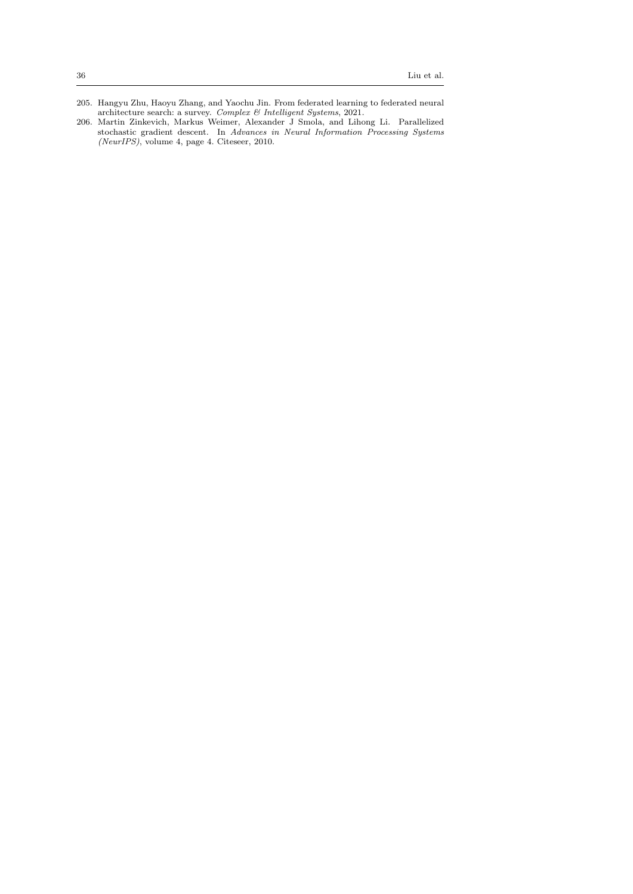205. Hangyu Zhu, Haoyu Zhang, and Yaochu Jin. From federated learning to federated neural architecture search: a survey. *Complex & Intelligent Systems*, 2021.
206. Martin Zinkevich, Markus Weimer, Alexander J Smola, and Lihong Li. Parallelized stochastic gradient descent. In *Advances in Neural Information Processing Systems (NeurIPS)*, volume 4, page 4. Citeseer, 2010.